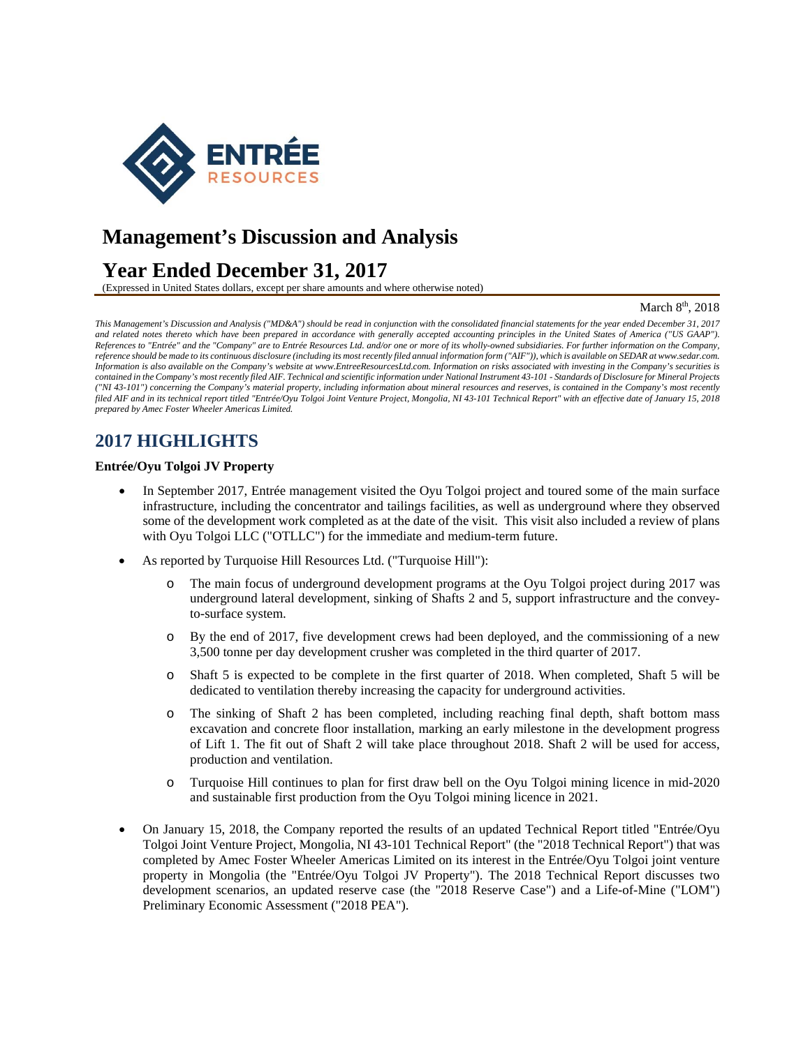ENTRÉE RESOURCES

# Management's Discussion and Analysis

# Year Ended December 31, 2017

(Expressed in United States dollars, except per share amounts and where otherwise noted)

March 8th, 2018

*This Management's Discussion and Analysis ("MD&A") should be read in conjunction with the consolidated financial statements for the year ended December 31, 2017 and related notes thereto which have been prepared in accordance with generally accepted accounting principles in the United States of America ("US GAAP"). References to "Entrée" and the "Company" are to Entrée Resources Ltd. and/or one or more of its wholly-owned subsidiaries. For further information on the Company, reference should be made to its continuous disclosure (including its most recently filed annual information form ("AIF")), which is available on SEDAR at www.sedar.com. Information is also available on the Company's website at www.EntreeResourcesLtd.com. Information on risks associated with investing in the Company's securities is contained in the Company's most recently filed AIF. Technical and scientific information under National Instrument 43-101 - Standards of Disclosure for Mineral Projects ("NI 43-101") concerning the Company's material property, including information about mineral resources and reserves, is contained in the Company's most recently filed AIF and in its technical report titled "Entrée/Oyu Tolgoi Joint Venture Project, Mongolia, NI 43-101 Technical Report" with an effective date of January 15, 2018 prepared by Amec Foster Wheeler Americas Limited.*

## 2017 HIGHLIGHTS

**Entrée/Oyu Tolgoi JV Property**

- In September 2017, Entrée management visited the Oyu Tolgoi project and toured some of the main surface infrastructure, including the concentrator and tailings facilities, as well as underground where they observed some of the development work completed as at the date of the visit. This visit also included a review of plans with Oyu Tolgoi LLC ("OTLLC") for the immediate and medium-term future.
- As reported by Turquoise Hill Resources Ltd. ("Turquoise Hill"):
  - The main focus of underground development programs at the Oyu Tolgoi project during 2017 was underground lateral development, sinking of Shafts 2 and 5, support infrastructure and the convey-to-surface system.
  - By the end of 2017, five development crews had been deployed, and the commissioning of a new 3,500 tonne per day development crusher was completed in the third quarter of 2017.
  - Shaft 5 is expected to be complete in the first quarter of 2018. When completed, Shaft 5 will be dedicated to ventilation thereby increasing the capacity for underground activities.
  - The sinking of Shaft 2 has been completed, including reaching final depth, shaft bottom mass excavation and concrete floor installation, marking an early milestone in the development progress of Lift 1. The fit out of Shaft 2 will take place throughout 2018. Shaft 2 will be used for access, production and ventilation.
  - Turquoise Hill continues to plan for first draw bell on the Oyu Tolgoi mining licence in mid-2020 and sustainable first production from the Oyu Tolgoi mining licence in 2021.
- On January 15, 2018, the Company reported the results of an updated Technical Report titled "Entrée/Oyu Tolgoi Joint Venture Project, Mongolia, NI 43-101 Technical Report" (the "2018 Technical Report") that was completed by Amec Foster Wheeler Americas Limited on its interest in the Entrée/Oyu Tolgoi joint venture property in Mongolia (the "Entrée/Oyu Tolgoi JV Property"). The 2018 Technical Report discusses two development scenarios, an updated reserve case (the "2018 Reserve Case") and a Life-of-Mine ("LOM") Preliminary Economic Assessment ("2018 PEA").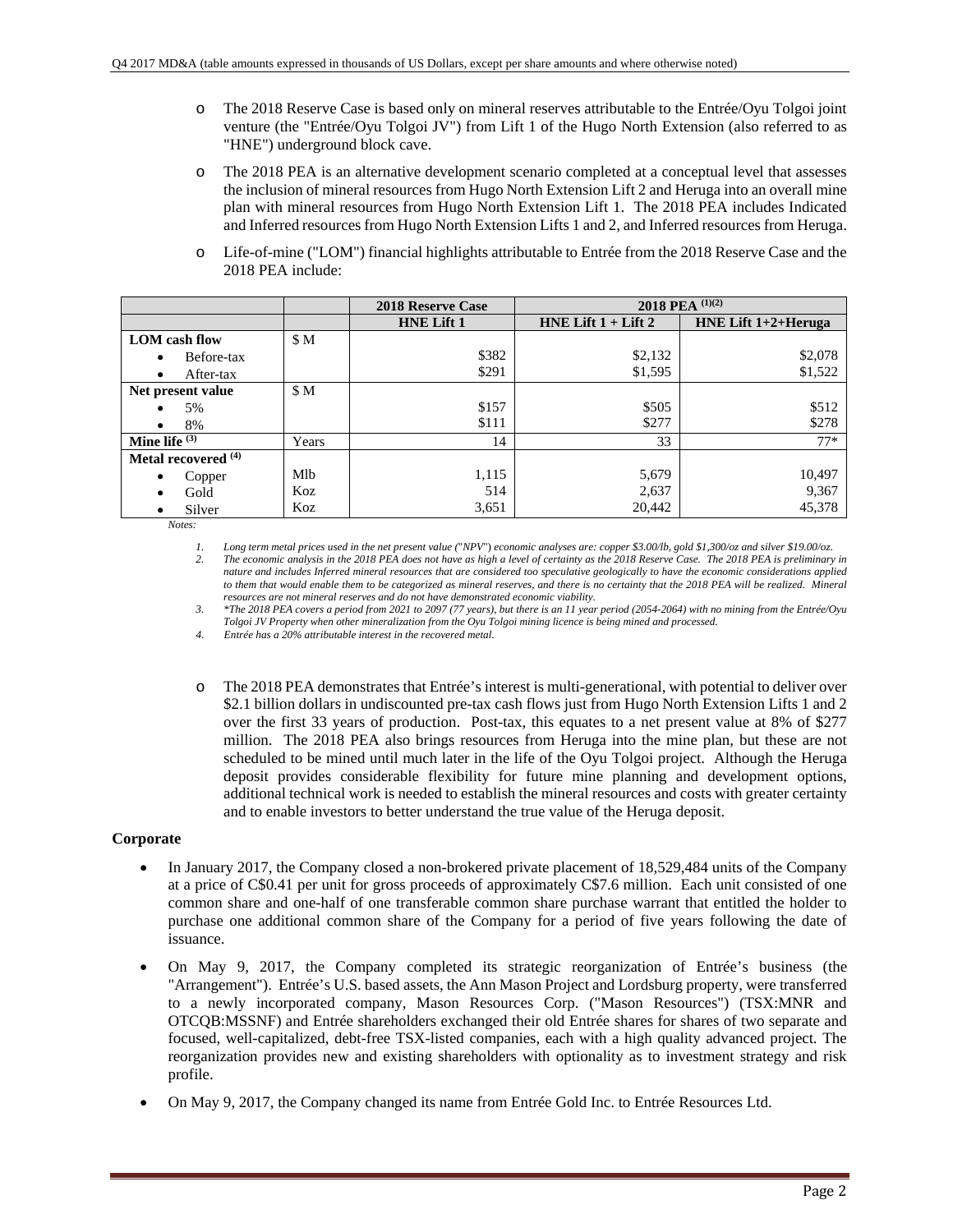- The 2018 Reserve Case is based only on mineral reserves attributable to the Entrée/Oyu Tolgoi joint venture (the "Entrée/Oyu Tolgoi JV") from Lift 1 of the Hugo North Extension (also referred to as "HNE") underground block cave.

- The 2018 PEA is an alternative development scenario completed at a conceptual level that assesses the inclusion of mineral resources from Hugo North Extension Lift 2 and Heruga into an overall mine plan with mineral resources from Hugo North Extension Lift 1. The 2018 PEA includes Indicated and Inferred resources from Hugo North Extension Lifts 1 and 2, and Inferred resources from Heruga.

- Life-of-mine ("LOM") financial highlights attributable to Entrée from the 2018 Reserve Case and the 2018 PEA include:

| | | 2018 Reserve Case | 2018 PEA [(1)(2)] | |
|---|---|---|---|---|
| | | HNE Lift 1 | HNE Lift 1 + Lift 2 | HNE Lift 1+2+Heruga |
| **LOM cash flow** | $ M | | | |
| • Before-tax | | $382 | $2,132 | $2,078 |
| • After-tax | | $291 | $1,595 | $1,522 |
| **Net present value** | $ M | | | |
| • 5% | | $157 | $505 | $512 |
| • 8% | | $111 | $277 | $278 |
| **Mine life [(3)]** | Years | 14 | 33 | 77* |
| **Metal recovered [(4)]** | | | | |
| • Copper | Mlb | 1,115 | 5,679 | 10,497 |
| • Gold | Koz | 514 | 2,637 | 9,367 |
| • Silver | Koz | 3,651 | 20,442 | 45,378 |

*Notes:*

1. *Long term metal prices used in the net present value ("NPV") economic analyses are: copper $3.00/lb, gold $1,300/oz and silver $19.00/oz.*
2. *The economic analysis in the 2018 PEA does not have as high a level of certainty as the 2018 Reserve Case. The 2018 PEA is preliminary in nature and includes Inferred mineral resources that are considered too speculative geologically to have the economic considerations applied to them that would enable them to be categorized as mineral reserves, and there is no certainty that the 2018 PEA will be realized. Mineral resources are not mineral reserves and do not have demonstrated economic viability.*
3. *\*The 2018 PEA covers a period from 2021 to 2097 (77 years), but there is an 11 year period (2054-2064) with no mining from the Entrée/Oyu Tolgoi JV Property when other mineralization from the Oyu Tolgoi mining licence is being mined and processed.*
4. *Entrée has a 20% attributable interest in the recovered metal.*

- The 2018 PEA demonstrates that Entrée's interest is multi-generational, with potential to deliver over $2.1 billion dollars in undiscounted pre-tax cash flows just from Hugo North Extension Lifts 1 and 2 over the first 33 years of production. Post-tax, this equates to a net present value at 8% of $277 million. The 2018 PEA also brings resources from Heruga into the mine plan, but these are not scheduled to be mined until much later in the life of the Oyu Tolgoi project. Although the Heruga deposit provides considerable flexibility for future mine planning and development options, additional technical work is needed to establish the mineral resources and costs with greater certainty and to enable investors to better understand the true value of the Heruga deposit.

**Corporate**

- In January 2017, the Company closed a non-brokered private placement of 18,529,484 units of the Company at a price of C$0.41 per unit for gross proceeds of approximately C$7.6 million. Each unit consisted of one common share and one-half of one transferable common share purchase warrant that entitled the holder to purchase one additional common share of the Company for a period of five years following the date of issuance.

- On May 9, 2017, the Company completed its strategic reorganization of Entrée's business (the "Arrangement"). Entrée's U.S. based assets, the Ann Mason Project and Lordsburg property, were transferred to a newly incorporated company, Mason Resources Corp. ("Mason Resources") (TSX:MNR and OTCQB:MSSNF) and Entrée shareholders exchanged their old Entrée shares for shares of two separate and focused, well-capitalized, debt-free TSX-listed companies, each with a high quality advanced project. The reorganization provides new and existing shareholders with optionality as to investment strategy and risk profile.

- On May 9, 2017, the Company changed its name from Entrée Gold Inc. to Entrée Resources Ltd.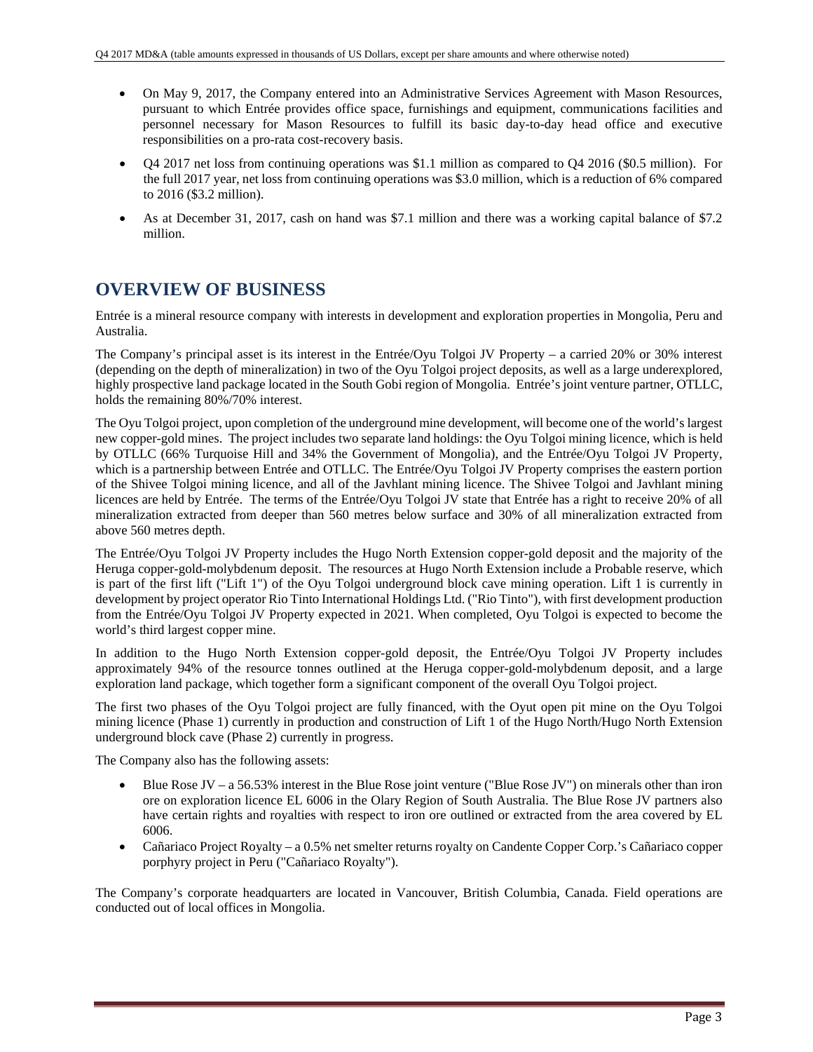- On May 9, 2017, the Company entered into an Administrative Services Agreement with Mason Resources, pursuant to which Entrée provides office space, furnishings and equipment, communications facilities and personnel necessary for Mason Resources to fulfill its basic day-to-day head office and executive responsibilities on a pro-rata cost-recovery basis.
- Q4 2017 net loss from continuing operations was $1.1 million as compared to Q4 2016 ($0.5 million). For the full 2017 year, net loss from continuing operations was $3.0 million, which is a reduction of 6% compared to 2016 ($3.2 million).
- As at December 31, 2017, cash on hand was $7.1 million and there was a working capital balance of $7.2 million.

# OVERVIEW OF BUSINESS

Entrée is a mineral resource company with interests in development and exploration properties in Mongolia, Peru and Australia.

The Company's principal asset is its interest in the Entrée/Oyu Tolgoi JV Property – a carried 20% or 30% interest (depending on the depth of mineralization) in two of the Oyu Tolgoi project deposits, as well as a large underexplored, highly prospective land package located in the South Gobi region of Mongolia. Entrée's joint venture partner, OTLLC, holds the remaining 80%/70% interest.

The Oyu Tolgoi project, upon completion of the underground mine development, will become one of the world's largest new copper-gold mines. The project includes two separate land holdings: the Oyu Tolgoi mining licence, which is held by OTLLC (66% Turquoise Hill and 34% the Government of Mongolia), and the Entrée/Oyu Tolgoi JV Property, which is a partnership between Entrée and OTLLC. The Entrée/Oyu Tolgoi JV Property comprises the eastern portion of the Shivee Tolgoi mining licence, and all of the Javhlant mining licence. The Shivee Tolgoi and Javhlant mining licences are held by Entrée. The terms of the Entrée/Oyu Tolgoi JV state that Entrée has a right to receive 20% of all mineralization extracted from deeper than 560 metres below surface and 30% of all mineralization extracted from above 560 metres depth.

The Entrée/Oyu Tolgoi JV Property includes the Hugo North Extension copper-gold deposit and the majority of the Heruga copper-gold-molybdenum deposit. The resources at Hugo North Extension include a Probable reserve, which is part of the first lift ("Lift 1") of the Oyu Tolgoi underground block cave mining operation. Lift 1 is currently in development by project operator Rio Tinto International Holdings Ltd. ("Rio Tinto"), with first development production from the Entrée/Oyu Tolgoi JV Property expected in 2021. When completed, Oyu Tolgoi is expected to become the world's third largest copper mine.

In addition to the Hugo North Extension copper-gold deposit, the Entrée/Oyu Tolgoi JV Property includes approximately 94% of the resource tonnes outlined at the Heruga copper-gold-molybdenum deposit, and a large exploration land package, which together form a significant component of the overall Oyu Tolgoi project.

The first two phases of the Oyu Tolgoi project are fully financed, with the Oyut open pit mine on the Oyu Tolgoi mining licence (Phase 1) currently in production and construction of Lift 1 of the Hugo North/Hugo North Extension underground block cave (Phase 2) currently in progress.

The Company also has the following assets:

- Blue Rose JV – a 56.53% interest in the Blue Rose joint venture ("Blue Rose JV") on minerals other than iron ore on exploration licence EL 6006 in the Olary Region of South Australia. The Blue Rose JV partners also have certain rights and royalties with respect to iron ore outlined or extracted from the area covered by EL 6006.
- Cañariaco Project Royalty – a 0.5% net smelter returns royalty on Candente Copper Corp.'s Cañariaco copper porphyry project in Peru ("Cañariaco Royalty").

The Company's corporate headquarters are located in Vancouver, British Columbia, Canada. Field operations are conducted out of local offices in Mongolia.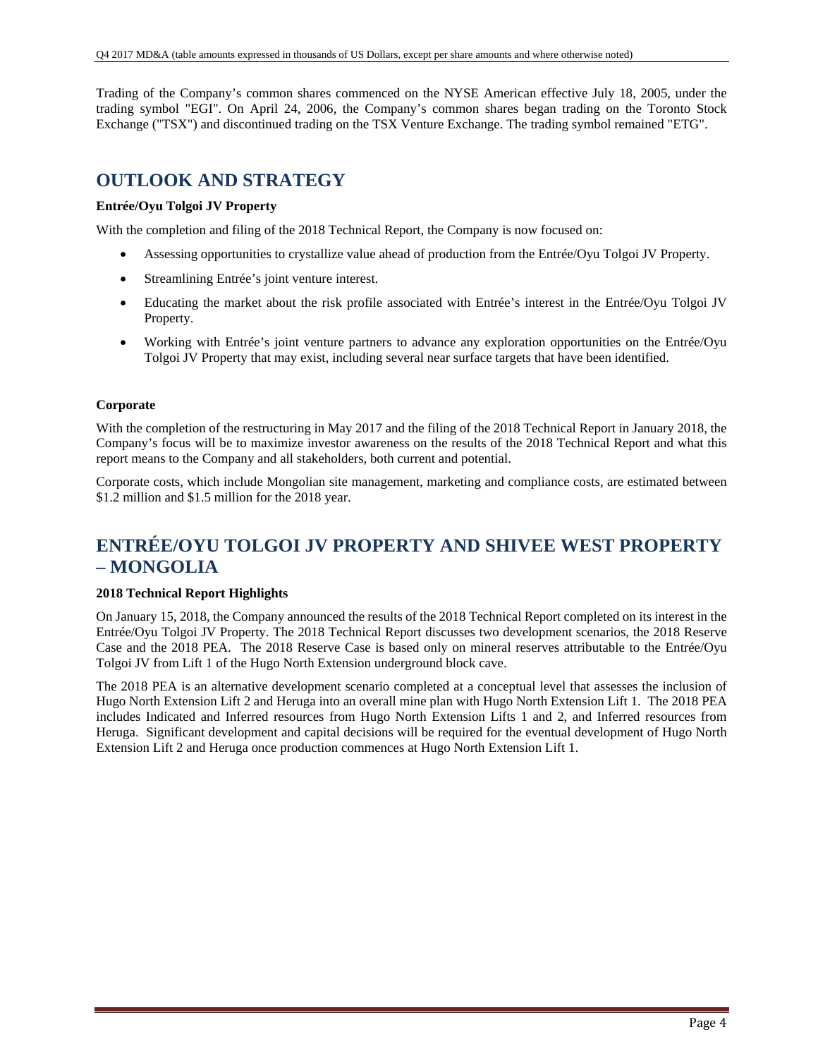Trading of the Company's common shares commenced on the NYSE American effective July 18, 2005, under the trading symbol "EGI". On April 24, 2006, the Company's common shares began trading on the Toronto Stock Exchange ("TSX") and discontinued trading on the TSX Venture Exchange. The trading symbol remained "ETG".

# OUTLOOK AND STRATEGY

**Entrée/Oyu Tolgoi JV Property**

With the completion and filing of the 2018 Technical Report, the Company is now focused on:

- Assessing opportunities to crystallize value ahead of production from the Entrée/Oyu Tolgoi JV Property.
- Streamlining Entrée's joint venture interest.
- Educating the market about the risk profile associated with Entrée's interest in the Entrée/Oyu Tolgoi JV Property.
- Working with Entrée's joint venture partners to advance any exploration opportunities on the Entrée/Oyu Tolgoi JV Property that may exist, including several near surface targets that have been identified.

**Corporate**

With the completion of the restructuring in May 2017 and the filing of the 2018 Technical Report in January 2018, the Company's focus will be to maximize investor awareness on the results of the 2018 Technical Report and what this report means to the Company and all stakeholders, both current and potential.

Corporate costs, which include Mongolian site management, marketing and compliance costs, are estimated between \$1.2 million and \$1.5 million for the 2018 year.

# ENTRÉE/OYU TOLGOI JV PROPERTY AND SHIVEE WEST PROPERTY – MONGOLIA

**2018 Technical Report Highlights**

On January 15, 2018, the Company announced the results of the 2018 Technical Report completed on its interest in the Entrée/Oyu Tolgoi JV Property. The 2018 Technical Report discusses two development scenarios, the 2018 Reserve Case and the 2018 PEA. The 2018 Reserve Case is based only on mineral reserves attributable to the Entrée/Oyu Tolgoi JV from Lift 1 of the Hugo North Extension underground block cave.

The 2018 PEA is an alternative development scenario completed at a conceptual level that assesses the inclusion of Hugo North Extension Lift 2 and Heruga into an overall mine plan with Hugo North Extension Lift 1. The 2018 PEA includes Indicated and Inferred resources from Hugo North Extension Lifts 1 and 2, and Inferred resources from Heruga. Significant development and capital decisions will be required for the eventual development of Hugo North Extension Lift 2 and Heruga once production commences at Hugo North Extension Lift 1.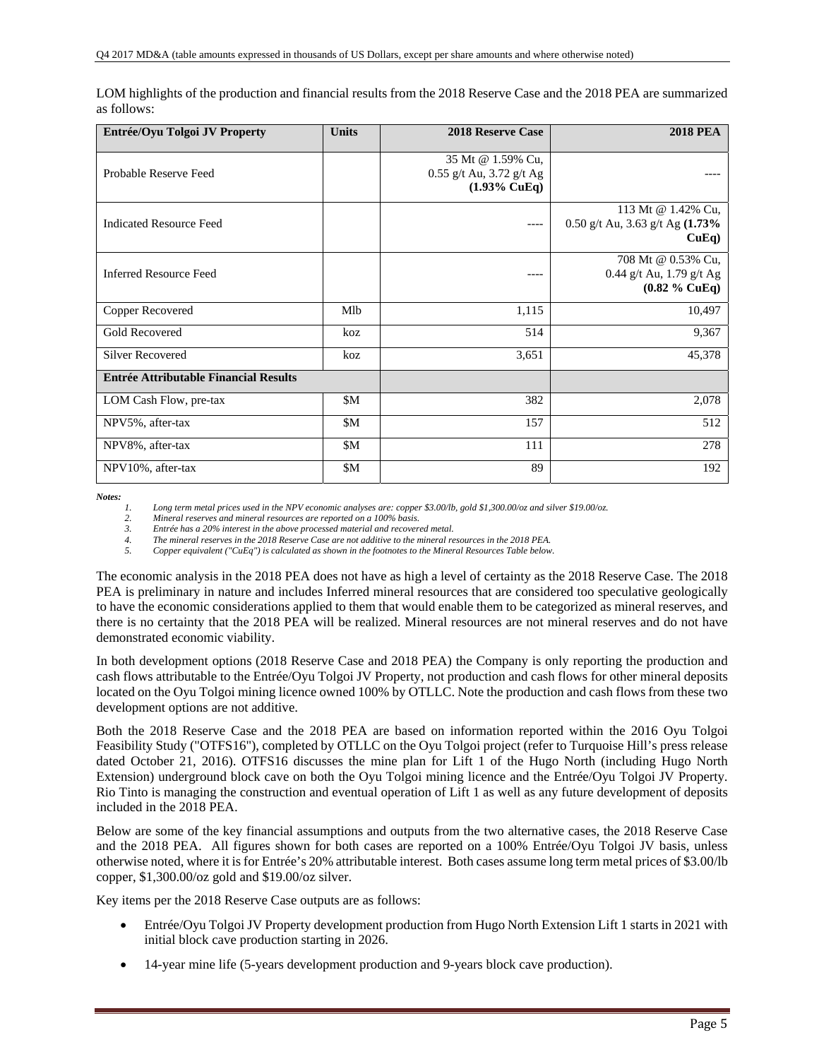LOM highlights of the production and financial results from the 2018 Reserve Case and the 2018 PEA are summarized as follows:

| Entrée/Oyu Tolgoi JV Property | Units | 2018 Reserve Case | 2018 PEA |
|---|---|---|---|
| Probable Reserve Feed | | 35 Mt @ 1.59% Cu, 0.55 g/t Au, 3.72 g/t Ag **(1.93% CuEq)** | ---- |
| Indicated Resource Feed | | ---- | 113 Mt @ 1.42% Cu, 0.50 g/t Au, 3.63 g/t Ag **(1.73% CuEq)** |
| Inferred Resource Feed | | ---- | 708 Mt @ 0.53% Cu, 0.44 g/t Au, 1.79 g/t Ag **(0.82 % CuEq)** |
| Copper Recovered | Mlb | 1,115 | 10,497 |
| Gold Recovered | koz | 514 | 9,367 |
| Silver Recovered | koz | 3,651 | 45,378 |
| **Entrée Attributable Financial Results** | | | |
| LOM Cash Flow, pre-tax | $M | 382 | 2,078 |
| NPV5%, after-tax | $M | 157 | 512 |
| NPV8%, after-tax | $M | 111 | 278 |
| NPV10%, after-tax | $M | 89 | 192 |

***Notes:***

1. *Long term metal prices used in the NPV economic analyses are: copper $3.00/lb, gold $1,300.00/oz and silver $19.00/oz.*
2. *Mineral reserves and mineral resources are reported on a 100% basis.*
3. *Entrée has a 20% interest in the above processed material and recovered metal.*
4. *The mineral reserves in the 2018 Reserve Case are not additive to the mineral resources in the 2018 PEA.*
5. *Copper equivalent ("CuEq") is calculated as shown in the footnotes to the Mineral Resources Table below.*

The economic analysis in the 2018 PEA does not have as high a level of certainty as the 2018 Reserve Case. The 2018 PEA is preliminary in nature and includes Inferred mineral resources that are considered too speculative geologically to have the economic considerations applied to them that would enable them to be categorized as mineral reserves, and there is no certainty that the 2018 PEA will be realized. Mineral resources are not mineral reserves and do not have demonstrated economic viability.

In both development options (2018 Reserve Case and 2018 PEA) the Company is only reporting the production and cash flows attributable to the Entrée/Oyu Tolgoi JV Property, not production and cash flows for other mineral deposits located on the Oyu Tolgoi mining licence owned 100% by OTLLC. Note the production and cash flows from these two development options are not additive.

Both the 2018 Reserve Case and the 2018 PEA are based on information reported within the 2016 Oyu Tolgoi Feasibility Study ("OTFS16"), completed by OTLLC on the Oyu Tolgoi project (refer to Turquoise Hill's press release dated October 21, 2016). OTFS16 discusses the mine plan for Lift 1 of the Hugo North (including Hugo North Extension) underground block cave on both the Oyu Tolgoi mining licence and the Entrée/Oyu Tolgoi JV Property. Rio Tinto is managing the construction and eventual operation of Lift 1 as well as any future development of deposits included in the 2018 PEA.

Below are some of the key financial assumptions and outputs from the two alternative cases, the 2018 Reserve Case and the 2018 PEA. All figures shown for both cases are reported on a 100% Entrée/Oyu Tolgoi JV basis, unless otherwise noted, where it is for Entrée's 20% attributable interest. Both cases assume long term metal prices of $3.00/lb copper, $1,300.00/oz gold and $19.00/oz silver.

Key items per the 2018 Reserve Case outputs are as follows:

- Entrée/Oyu Tolgoi JV Property development production from Hugo North Extension Lift 1 starts in 2021 with initial block cave production starting in 2026.
- 14-year mine life (5-years development production and 9-years block cave production).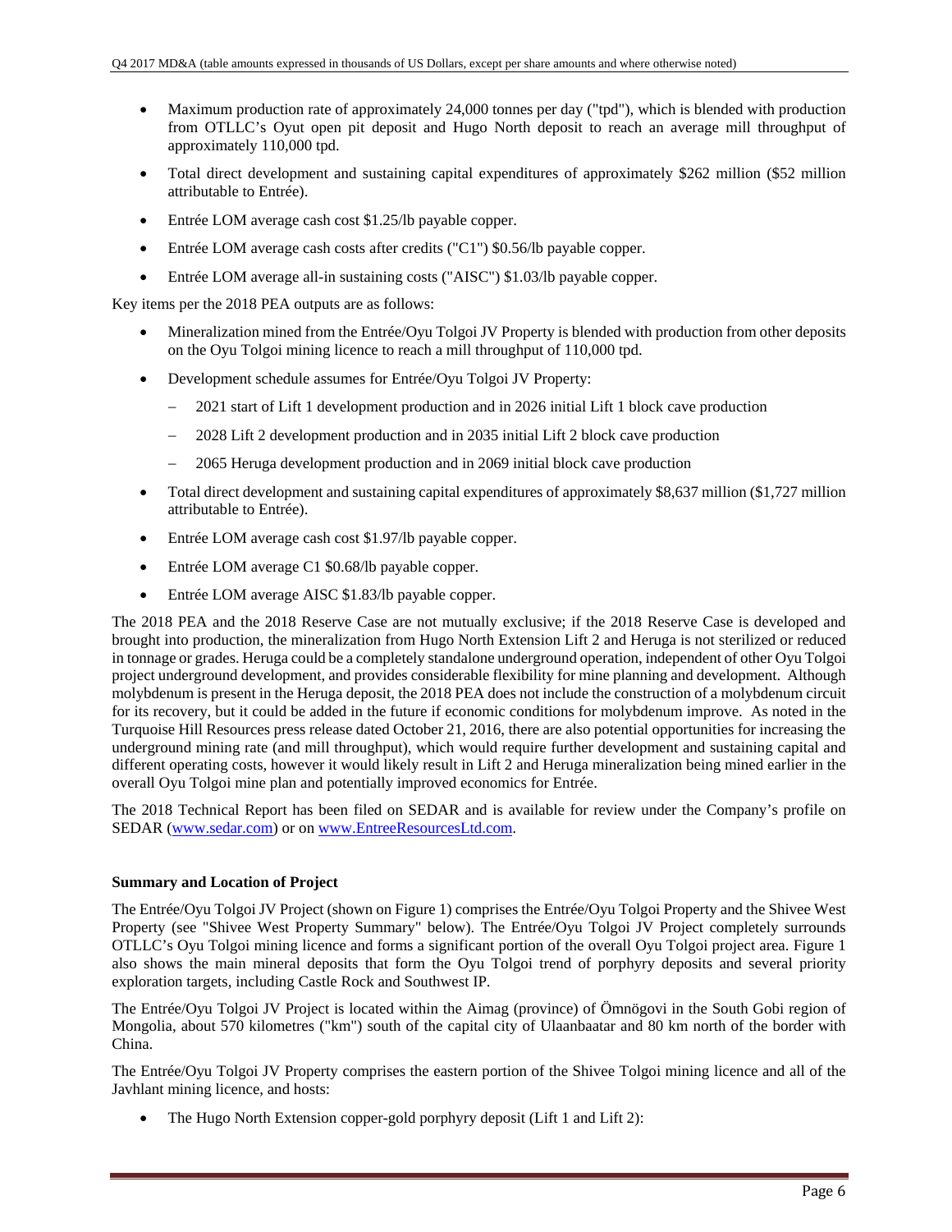- Maximum production rate of approximately 24,000 tonnes per day ("tpd"), which is blended with production from OTLLC's Oyut open pit deposit and Hugo North deposit to reach an average mill throughput of approximately 110,000 tpd.
- Total direct development and sustaining capital expenditures of approximately $262 million ($52 million attributable to Entrée).
- Entrée LOM average cash cost $1.25/lb payable copper.
- Entrée LOM average cash costs after credits ("C1") $0.56/lb payable copper.
- Entrée LOM average all-in sustaining costs ("AISC") $1.03/lb payable copper.

Key items per the 2018 PEA outputs are as follows:

- Mineralization mined from the Entrée/Oyu Tolgoi JV Property is blended with production from other deposits on the Oyu Tolgoi mining licence to reach a mill throughput of 110,000 tpd.
- Development schedule assumes for Entrée/Oyu Tolgoi JV Property:
  - 2021 start of Lift 1 development production and in 2026 initial Lift 1 block cave production
  - 2028 Lift 2 development production and in 2035 initial Lift 2 block cave production
  - 2065 Heruga development production and in 2069 initial block cave production
- Total direct development and sustaining capital expenditures of approximately $8,637 million ($1,727 million attributable to Entrée).
- Entrée LOM average cash cost $1.97/lb payable copper.
- Entrée LOM average C1 $0.68/lb payable copper.
- Entrée LOM average AISC $1.83/lb payable copper.

The 2018 PEA and the 2018 Reserve Case are not mutually exclusive; if the 2018 Reserve Case is developed and brought into production, the mineralization from Hugo North Extension Lift 2 and Heruga is not sterilized or reduced in tonnage or grades. Heruga could be a completely standalone underground operation, independent of other Oyu Tolgoi project underground development, and provides considerable flexibility for mine planning and development. Although molybdenum is present in the Heruga deposit, the 2018 PEA does not include the construction of a molybdenum circuit for its recovery, but it could be added in the future if economic conditions for molybdenum improve. As noted in the Turquoise Hill Resources press release dated October 21, 2016, there are also potential opportunities for increasing the underground mining rate (and mill throughput), which would require further development and sustaining capital and different operating costs, however it would likely result in Lift 2 and Heruga mineralization being mined earlier in the overall Oyu Tolgoi mine plan and potentially improved economics for Entrée.

The 2018 Technical Report has been filed on SEDAR and is available for review under the Company's profile on SEDAR (www.sedar.com) or on www.EntreeResourcesLtd.com.

**Summary and Location of Project**

The Entrée/Oyu Tolgoi JV Project (shown on Figure 1) comprises the Entrée/Oyu Tolgoi Property and the Shivee West Property (see "Shivee West Property Summary" below). The Entrée/Oyu Tolgoi JV Project completely surrounds OTLLC's Oyu Tolgoi mining licence and forms a significant portion of the overall Oyu Tolgoi project area. Figure 1 also shows the main mineral deposits that form the Oyu Tolgoi trend of porphyry deposits and several priority exploration targets, including Castle Rock and Southwest IP.

The Entrée/Oyu Tolgoi JV Project is located within the Aimag (province) of Ömnögovi in the South Gobi region of Mongolia, about 570 kilometres ("km") south of the capital city of Ulaanbaatar and 80 km north of the border with China.

The Entrée/Oyu Tolgoi JV Property comprises the eastern portion of the Shivee Tolgoi mining licence and all of the Javhlant mining licence, and hosts:

- The Hugo North Extension copper-gold porphyry deposit (Lift 1 and Lift 2):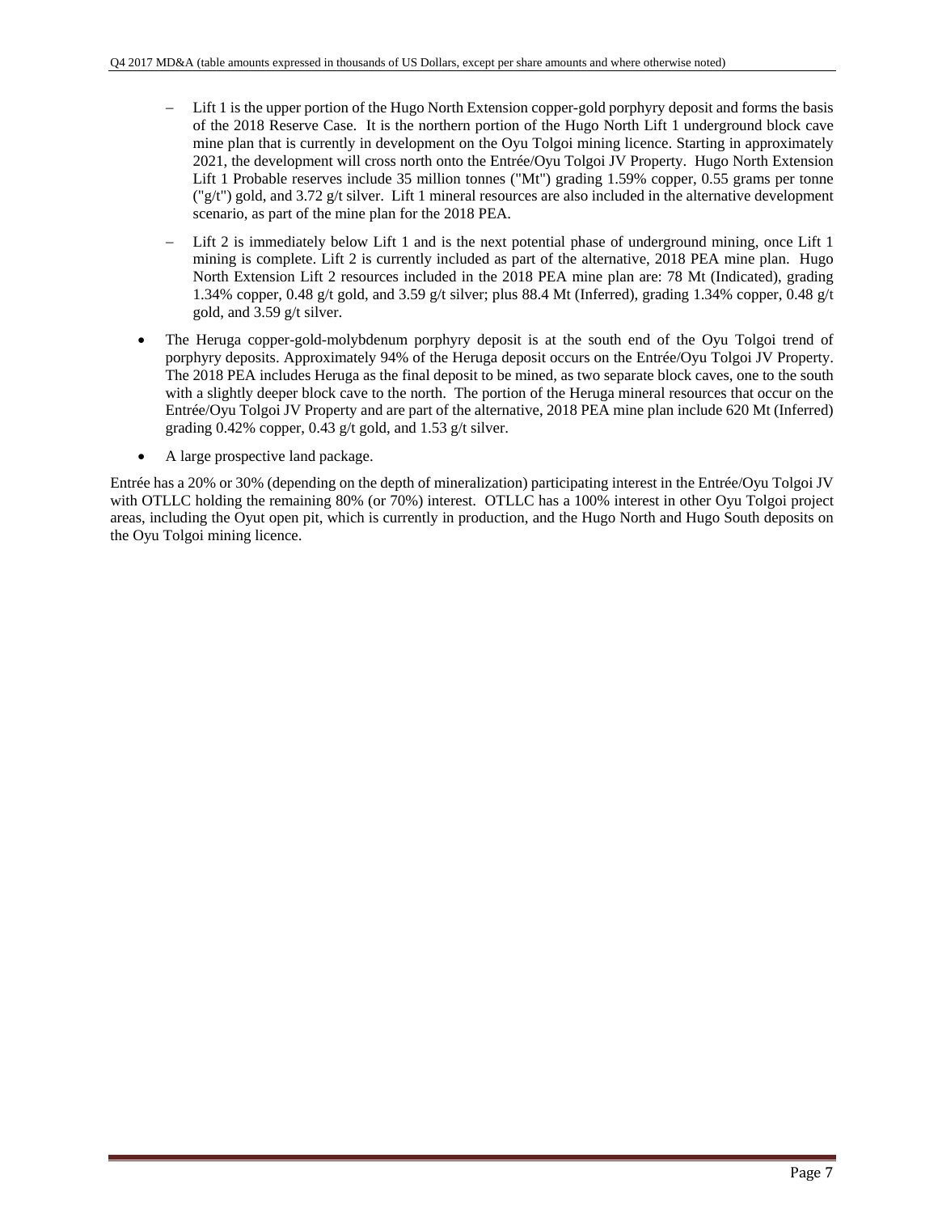- Lift 1 is the upper portion of the Hugo North Extension copper-gold porphyry deposit and forms the basis of the 2018 Reserve Case. It is the northern portion of the Hugo North Lift 1 underground block cave mine plan that is currently in development on the Oyu Tolgoi mining licence. Starting in approximately 2021, the development will cross north onto the Entrée/Oyu Tolgoi JV Property. Hugo North Extension Lift 1 Probable reserves include 35 million tonnes ("Mt") grading 1.59% copper, 0.55 grams per tonne ("g/t") gold, and 3.72 g/t silver. Lift 1 mineral resources are also included in the alternative development scenario, as part of the mine plan for the 2018 PEA.

- Lift 2 is immediately below Lift 1 and is the next potential phase of underground mining, once Lift 1 mining is complete. Lift 2 is currently included as part of the alternative, 2018 PEA mine plan. Hugo North Extension Lift 2 resources included in the 2018 PEA mine plan are: 78 Mt (Indicated), grading 1.34% copper, 0.48 g/t gold, and 3.59 g/t silver; plus 88.4 Mt (Inferred), grading 1.34% copper, 0.48 g/t gold, and 3.59 g/t silver.

- The Heruga copper-gold-molybdenum porphyry deposit is at the south end of the Oyu Tolgoi trend of porphyry deposits. Approximately 94% of the Heruga deposit occurs on the Entrée/Oyu Tolgoi JV Property. The 2018 PEA includes Heruga as the final deposit to be mined, as two separate block caves, one to the south with a slightly deeper block cave to the north. The portion of the Heruga mineral resources that occur on the Entrée/Oyu Tolgoi JV Property and are part of the alternative, 2018 PEA mine plan include 620 Mt (Inferred) grading 0.42% copper, 0.43 g/t gold, and 1.53 g/t silver.

- A large prospective land package.

Entrée has a 20% or 30% (depending on the depth of mineralization) participating interest in the Entrée/Oyu Tolgoi JV with OTLLC holding the remaining 80% (or 70%) interest. OTLLC has a 100% interest in other Oyu Tolgoi project areas, including the Oyut open pit, which is currently in production, and the Hugo North and Hugo South deposits on the Oyu Tolgoi mining licence.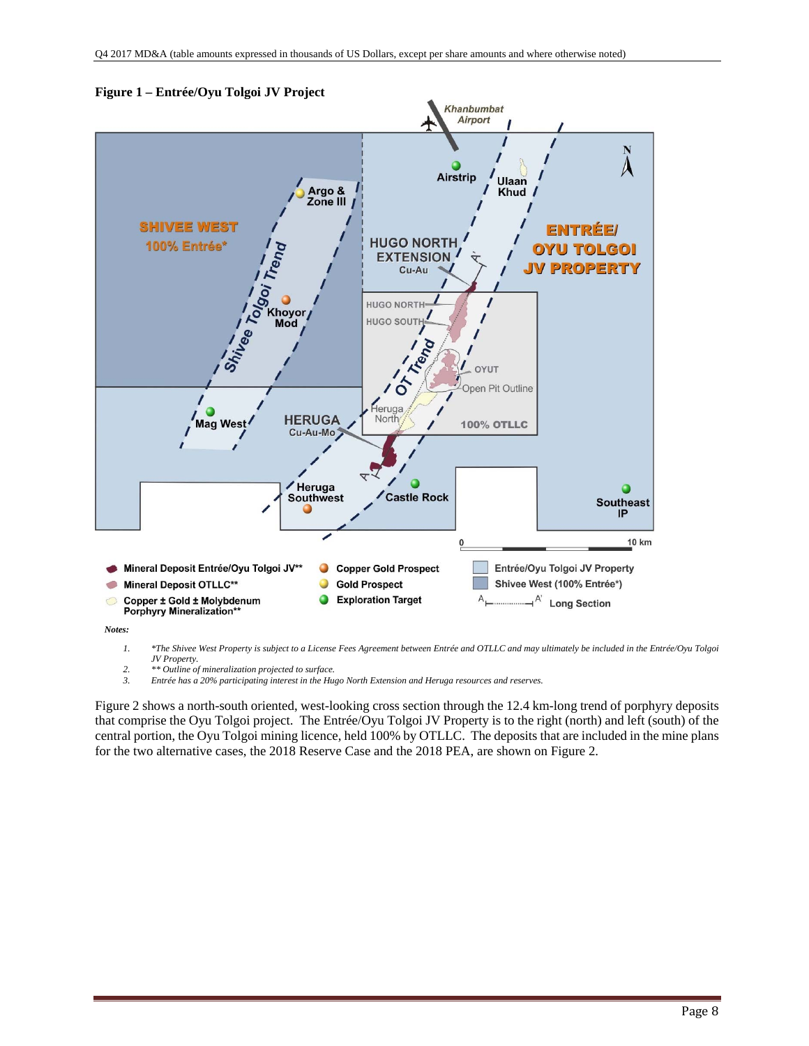**Figure 1 – Entrée/Oyu Tolgoi JV Project**

*Notes:*

1. *\*The Shivee West Property is subject to a License Fees Agreement between Entrée and OTLLC and may ultimately be included in the Entrée/Oyu Tolgoi JV Property.*
2. *\*\* Outline of mineralization projected to surface.*
3. *Entrée has a 20% participating interest in the Hugo North Extension and Heruga resources and reserves.*

Figure 2 shows a north-south oriented, west-looking cross section through the 12.4 km-long trend of porphyry deposits that comprise the Oyu Tolgoi project. The Entrée/Oyu Tolgoi JV Property is to the right (north) and left (south) of the central portion, the Oyu Tolgoi mining licence, held 100% by OTLLC. The deposits that are included in the mine plans for the two alternative cases, the 2018 Reserve Case and the 2018 PEA, are shown on Figure 2.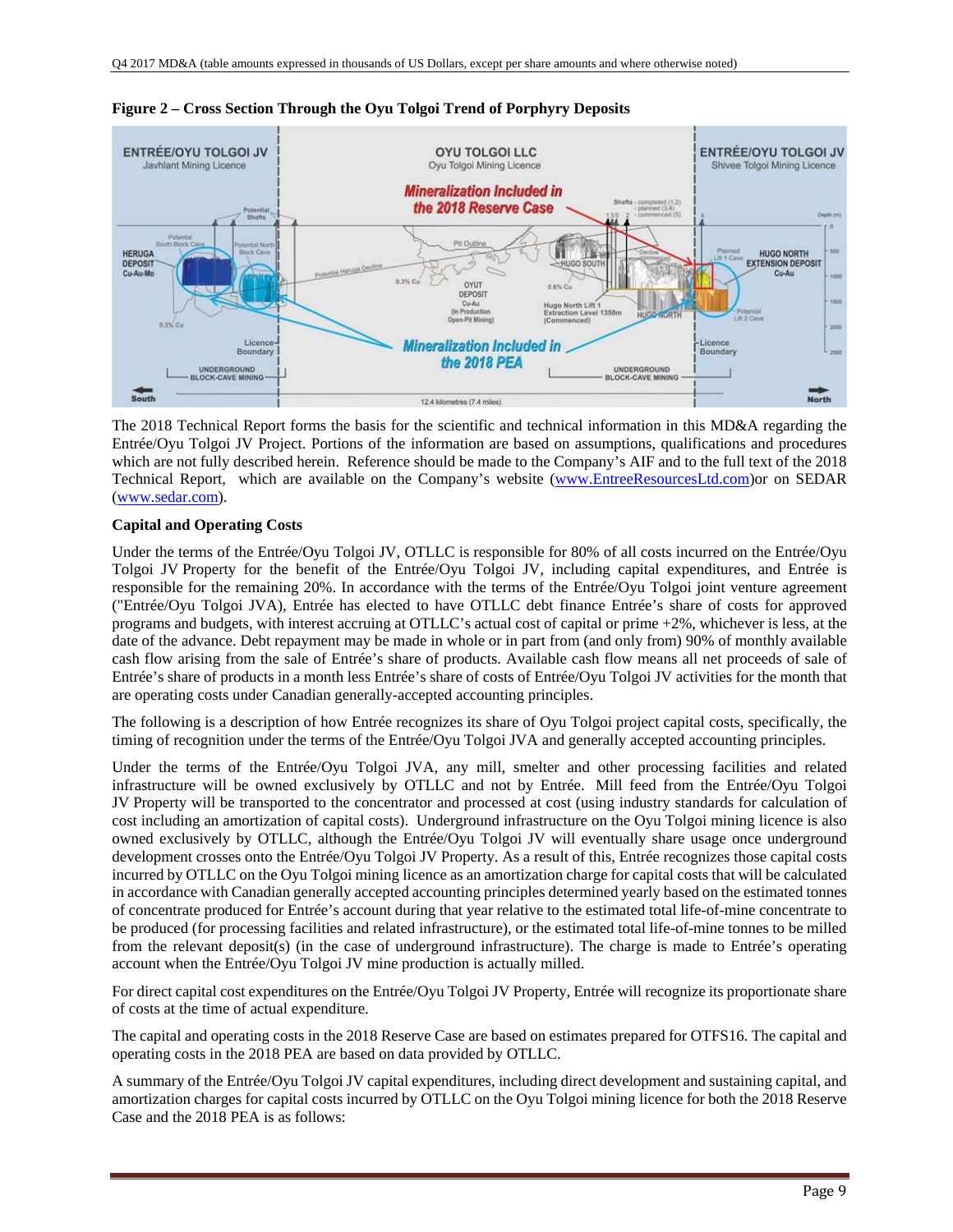**Figure 2 – Cross Section Through the Oyu Tolgoi Trend of Porphyry Deposits**

The 2018 Technical Report forms the basis for the scientific and technical information in this MD&A regarding the Entrée/Oyu Tolgoi JV Project. Portions of the information are based on assumptions, qualifications and procedures which are not fully described herein. Reference should be made to the Company's AIF and to the full text of the 2018 Technical Report, which are available on the Company's website (www.EntreeResourcesLtd.com)or on SEDAR (www.sedar.com).

**Capital and Operating Costs**

Under the terms of the Entrée/Oyu Tolgoi JV, OTLLC is responsible for 80% of all costs incurred on the Entrée/Oyu Tolgoi JV Property for the benefit of the Entrée/Oyu Tolgoi JV, including capital expenditures, and Entrée is responsible for the remaining 20%. In accordance with the terms of the Entrée/Oyu Tolgoi joint venture agreement ("Entrée/Oyu Tolgoi JVA), Entrée has elected to have OTLLC debt finance Entrée's share of costs for approved programs and budgets, with interest accruing at OTLLC's actual cost of capital or prime +2%, whichever is less, at the date of the advance. Debt repayment may be made in whole or in part from (and only from) 90% of monthly available cash flow arising from the sale of Entrée's share of products. Available cash flow means all net proceeds of sale of Entrée's share of products in a month less Entrée's share of costs of Entrée/Oyu Tolgoi JV activities for the month that are operating costs under Canadian generally-accepted accounting principles.

The following is a description of how Entrée recognizes its share of Oyu Tolgoi project capital costs, specifically, the timing of recognition under the terms of the Entrée/Oyu Tolgoi JVA and generally accepted accounting principles.

Under the terms of the Entrée/Oyu Tolgoi JVA, any mill, smelter and other processing facilities and related infrastructure will be owned exclusively by OTLLC and not by Entrée. Mill feed from the Entrée/Oyu Tolgoi JV Property will be transported to the concentrator and processed at cost (using industry standards for calculation of cost including an amortization of capital costs). Underground infrastructure on the Oyu Tolgoi mining licence is also owned exclusively by OTLLC, although the Entrée/Oyu Tolgoi JV will eventually share usage once underground development crosses onto the Entrée/Oyu Tolgoi JV Property. As a result of this, Entrée recognizes those capital costs incurred by OTLLC on the Oyu Tolgoi mining licence as an amortization charge for capital costs that will be calculated in accordance with Canadian generally accepted accounting principles determined yearly based on the estimated tonnes of concentrate produced for Entrée's account during that year relative to the estimated total life-of-mine concentrate to be produced (for processing facilities and related infrastructure), or the estimated total life-of-mine tonnes to be milled from the relevant deposit(s) (in the case of underground infrastructure). The charge is made to Entrée's operating account when the Entrée/Oyu Tolgoi JV mine production is actually milled.

For direct capital cost expenditures on the Entrée/Oyu Tolgoi JV Property, Entrée will recognize its proportionate share of costs at the time of actual expenditure.

The capital and operating costs in the 2018 Reserve Case are based on estimates prepared for OTFS16. The capital and operating costs in the 2018 PEA are based on data provided by OTLLC.

A summary of the Entrée/Oyu Tolgoi JV capital expenditures, including direct development and sustaining capital, and amortization charges for capital costs incurred by OTLLC on the Oyu Tolgoi mining licence for both the 2018 Reserve Case and the 2018 PEA is as follows: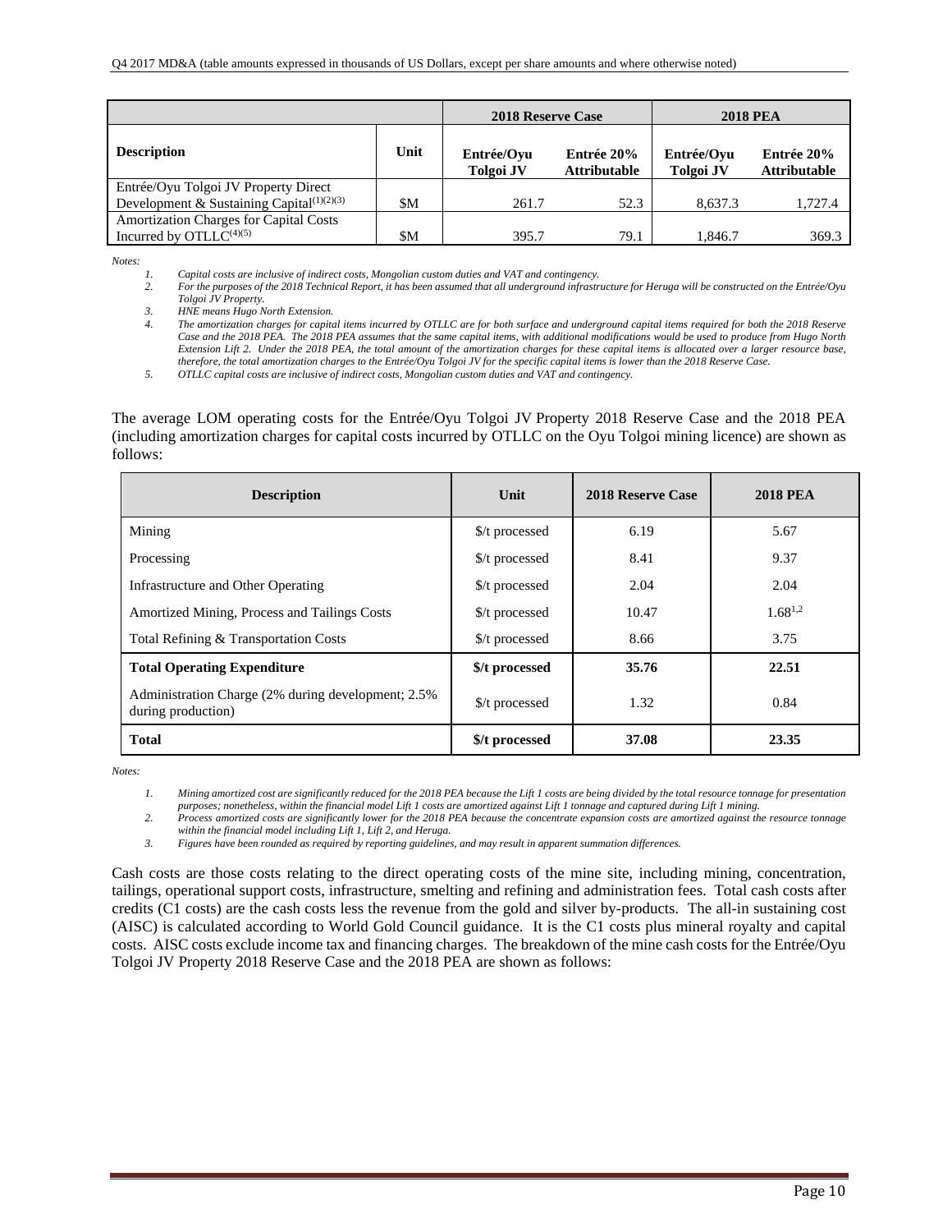| Description | Unit | 2018 Reserve Case | | 2018 PEA | |
|---|---|---|---|---|---|
| | | Entrée/Oyu Tolgoi JV | Entrée 20% Attributable | Entrée/Oyu Tolgoi JV | Entrée 20% Attributable |
| Entrée/Oyu Tolgoi JV Property Direct Development & Sustaining Capital(1)(2)(3) | $M | 261.7 | 52.3 | 8,637.3 | 1,727.4 |
| Amortization Charges for Capital Costs Incurred by OTLLC(4)(5) | $M | 395.7 | 79.1 | 1,846.7 | 369.3 |

*Notes:*

1. *Capital costs are inclusive of indirect costs, Mongolian custom duties and VAT and contingency.*
2. *For the purposes of the 2018 Technical Report, it has been assumed that all underground infrastructure for Heruga will be constructed on the Entrée/Oyu Tolgoi JV Property.*
3. *HNE means Hugo North Extension.*
4. *The amortization charges for capital items incurred by OTLLC are for both surface and underground capital items required for both the 2018 Reserve Case and the 2018 PEA. The 2018 PEA assumes that the same capital items, with additional modifications would be used to produce from Hugo North Extension Lift 2. Under the 2018 PEA, the total amount of the amortization charges for these capital items is allocated over a larger resource base, therefore, the total amortization charges to the Entrée/Oyu Tolgoi JV for the specific capital items is lower than the 2018 Reserve Case.*
5. *OTLLC capital costs are inclusive of indirect costs, Mongolian custom duties and VAT and contingency.*

The average LOM operating costs for the Entrée/Oyu Tolgoi JV Property 2018 Reserve Case and the 2018 PEA (including amortization charges for capital costs incurred by OTLLC on the Oyu Tolgoi mining licence) are shown as follows:

| Description | Unit | 2018 Reserve Case | 2018 PEA |
|---|---|---|---|
| Mining | $/t processed | 6.19 | 5.67 |
| Processing | $/t processed | 8.41 | 9.37 |
| Infrastructure and Other Operating | $/t processed | 2.04 | 2.04 |
| Amortized Mining, Process and Tailings Costs | $/t processed | 10.47 | 1.68[1,2] |
| Total Refining & Transportation Costs | $/t processed | 8.66 | 3.75 |
| **Total Operating Expenditure** | **$/t processed** | **35.76** | **22.51** |
| Administration Charge (2% during development; 2.5% during production) | $/t processed | 1.32 | 0.84 |
| **Total** | **$/t processed** | **37.08** | **23.35** |

*Notes:*

1. *Mining amortized cost are significantly reduced for the 2018 PEA because the Lift 1 costs are being divided by the total resource tonnage for presentation purposes; nonetheless, within the financial model Lift 1 costs are amortized against Lift 1 tonnage and captured during Lift 1 mining.*
2. *Process amortized costs are significantly lower for the 2018 PEA because the concentrate expansion costs are amortized against the resource tonnage within the financial model including Lift 1, Lift 2, and Heruga.*
3. *Figures have been rounded as required by reporting guidelines, and may result in apparent summation differences.*

Cash costs are those costs relating to the direct operating costs of the mine site, including mining, concentration, tailings, operational support costs, infrastructure, smelting and refining and administration fees. Total cash costs after credits (C1 costs) are the cash costs less the revenue from the gold and silver by-products. The all-in sustaining cost (AISC) is calculated according to World Gold Council guidance. It is the C1 costs plus mineral royalty and capital costs. AISC costs exclude income tax and financing charges. The breakdown of the mine cash costs for the Entrée/Oyu Tolgoi JV Property 2018 Reserve Case and the 2018 PEA are shown as follows: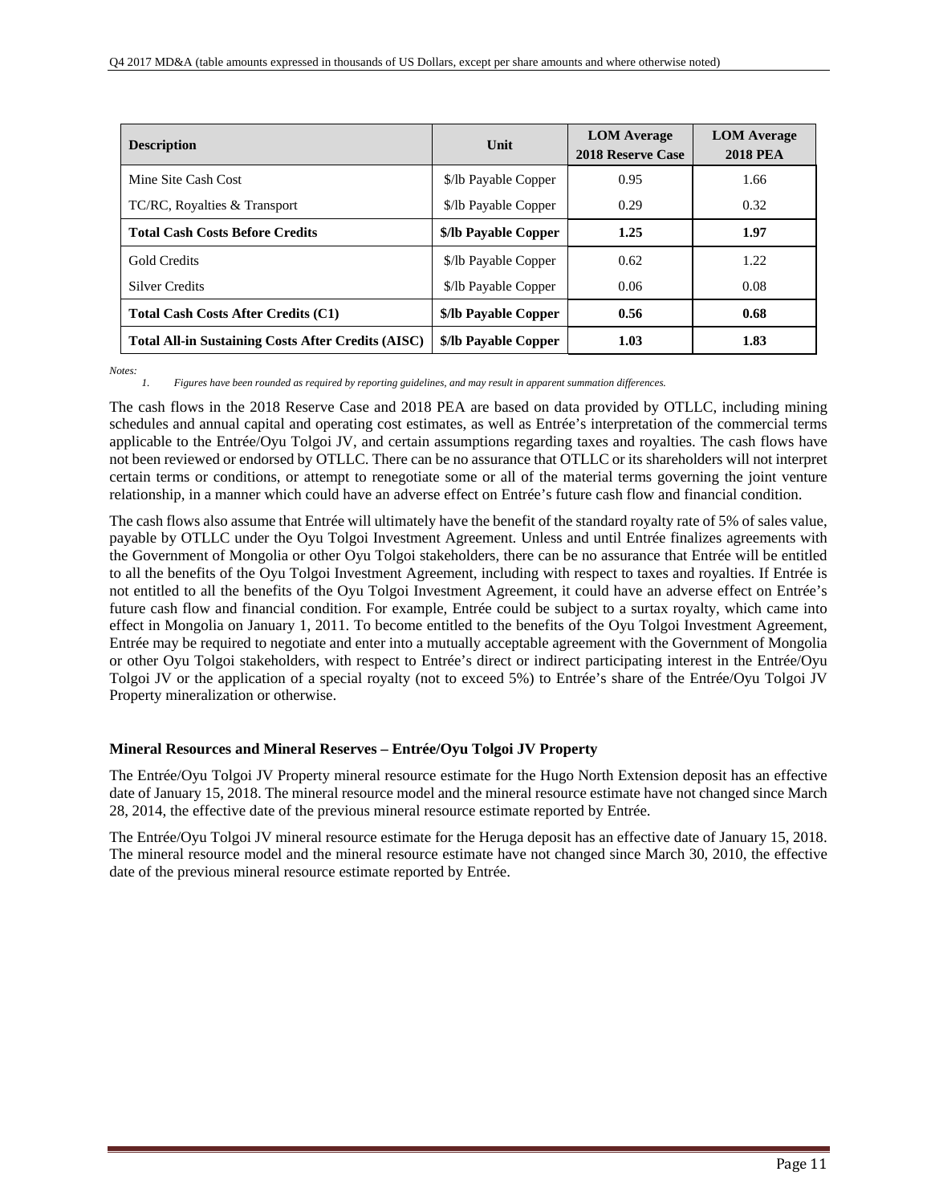| Description | Unit | LOM Average 2018 Reserve Case | LOM Average 2018 PEA |
|---|---|---|---|
| Mine Site Cash Cost | $/lb Payable Copper | 0.95 | 1.66 |
| TC/RC, Royalties & Transport | $/lb Payable Copper | 0.29 | 0.32 |
| **Total Cash Costs Before Credits** | **$/lb Payable Copper** | **1.25** | **1.97** |
| Gold Credits | $/lb Payable Copper | 0.62 | 1.22 |
| Silver Credits | $/lb Payable Copper | 0.06 | 0.08 |
| **Total Cash Costs After Credits (C1)** | **$/lb Payable Copper** | **0.56** | **0.68** |
| **Total All-in Sustaining Costs After Credits (AISC)** | **$/lb Payable Copper** | **1.03** | **1.83** |

*Notes:*

1. *Figures have been rounded as required by reporting guidelines, and may result in apparent summation differences.*

The cash flows in the 2018 Reserve Case and 2018 PEA are based on data provided by OTLLC, including mining schedules and annual capital and operating cost estimates, as well as Entrée's interpretation of the commercial terms applicable to the Entrée/Oyu Tolgoi JV, and certain assumptions regarding taxes and royalties. The cash flows have not been reviewed or endorsed by OTLLC. There can be no assurance that OTLLC or its shareholders will not interpret certain terms or conditions, or attempt to renegotiate some or all of the material terms governing the joint venture relationship, in a manner which could have an adverse effect on Entrée's future cash flow and financial condition.

The cash flows also assume that Entrée will ultimately have the benefit of the standard royalty rate of 5% of sales value, payable by OTLLC under the Oyu Tolgoi Investment Agreement. Unless and until Entrée finalizes agreements with the Government of Mongolia or other Oyu Tolgoi stakeholders, there can be no assurance that Entrée will be entitled to all the benefits of the Oyu Tolgoi Investment Agreement, including with respect to taxes and royalties. If Entrée is not entitled to all the benefits of the Oyu Tolgoi Investment Agreement, it could have an adverse effect on Entrée's future cash flow and financial condition. For example, Entrée could be subject to a surtax royalty, which came into effect in Mongolia on January 1, 2011. To become entitled to the benefits of the Oyu Tolgoi Investment Agreement, Entrée may be required to negotiate and enter into a mutually acceptable agreement with the Government of Mongolia or other Oyu Tolgoi stakeholders, with respect to Entrée's direct or indirect participating interest in the Entrée/Oyu Tolgoi JV or the application of a special royalty (not to exceed 5%) to Entrée's share of the Entrée/Oyu Tolgoi JV Property mineralization or otherwise.

**Mineral Resources and Mineral Reserves – Entrée/Oyu Tolgoi JV Property**

The Entrée/Oyu Tolgoi JV Property mineral resource estimate for the Hugo North Extension deposit has an effective date of January 15, 2018. The mineral resource model and the mineral resource estimate have not changed since March 28, 2014, the effective date of the previous mineral resource estimate reported by Entrée.

The Entrée/Oyu Tolgoi JV mineral resource estimate for the Heruga deposit has an effective date of January 15, 2018. The mineral resource model and the mineral resource estimate have not changed since March 30, 2010, the effective date of the previous mineral resource estimate reported by Entrée.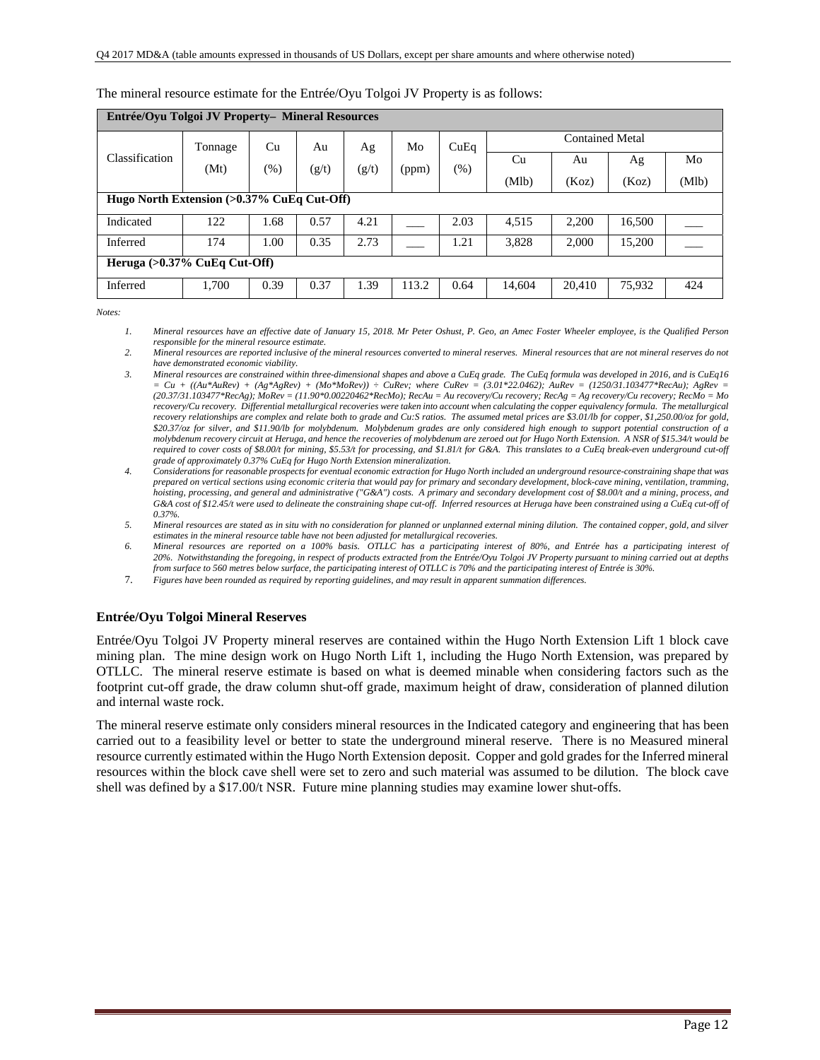The mineral resource estimate for the Entrée/Oyu Tolgoi JV Property is as follows:

| Entrée/Oyu Tolgoi JV Property– Mineral Resources | | | | | | | | | | |
|---|---|---|---|---|---|---|---|---|---|---|
| Classification | Tonnage (Mt) | Cu (%) | Au (g/t) | Ag (g/t) | Mo (ppm) | CuEq (%) | Contained Metal | | | |
| | | | | | | | Cu (Mlb) | Au (Koz) | Ag (Koz) | Mo (Mlb) |
| **Hugo North Extension (>0.37% CuEq Cut-Off)** | | | | | | | | | | |
| Indicated | 122 | 1.68 | 0.57 | 4.21 | ___ | 2.03 | 4,515 | 2,200 | 16,500 | ___ |
| Inferred | 174 | 1.00 | 0.35 | 2.73 | ___ | 1.21 | 3,828 | 2,000 | 15,200 | ___ |
| **Heruga (>0.37% CuEq Cut-Off)** | | | | | | | | | | |
| Inferred | 1,700 | 0.39 | 0.37 | 1.39 | 113.2 | 0.64 | 14,604 | 20,410 | 75,932 | 424 |

*Notes:*

1. *Mineral resources have an effective date of January 15, 2018. Mr Peter Oshust, P. Geo, an Amec Foster Wheeler employee, is the Qualified Person responsible for the mineral resource estimate.*
2. *Mineral resources are reported inclusive of the mineral resources converted to mineral reserves. Mineral resources that are not mineral reserves do not have demonstrated economic viability.*
3. *Mineral resources are constrained within three-dimensional shapes and above a CuEq grade. The CuEq formula was developed in 2016, and is CuEq16 = Cu + ((Au\*AuRev) + (Ag\*AgRev) + (Mo\*MoRev)) ÷ CuRev; where CuRev = (3.01\*22.0462); AuRev = (1250/31.103477\*RecAu); AgRev = (20.37/31.103477\*RecAg); MoRev = (11.90\*0.00220462\*RecMo); RecAu = Au recovery/Cu recovery; RecAg = Ag recovery/Cu recovery; RecMo = Mo recovery/Cu recovery. Differential metallurgical recoveries were taken into account when calculating the copper equivalency formula. The metallurgical recovery relationships are complex and relate both to grade and Cu:S ratios. The assumed metal prices are $3.01/lb for copper, $1,250.00/oz for gold, $20.37/oz for silver, and $11.90/lb for molybdenum. Molybdenum grades are only considered high enough to support potential construction of a molybdenum recovery circuit at Heruga, and hence the recoveries of molybdenum are zeroed out for Hugo North Extension. A NSR of $15.34/t would be required to cover costs of $8.00/t for mining, $5.53/t for processing, and $1.81/t for G&A. This translates to a CuEq break-even underground cut-off grade of approximately 0.37% CuEq for Hugo North Extension mineralization.*
4. *Considerations for reasonable prospects for eventual economic extraction for Hugo North included an underground resource-constraining shape that was prepared on vertical sections using economic criteria that would pay for primary and secondary development, block-cave mining, ventilation, tramming, hoisting, processing, and general and administrative ("G&A") costs. A primary and secondary development cost of $8.00/t and a mining, process, and G&A cost of $12.45/t were used to delineate the constraining shape cut-off. Inferred resources at Heruga have been constrained using a CuEq cut-off of 0.37%.*
5. *Mineral resources are stated as in situ with no consideration for planned or unplanned external mining dilution. The contained copper, gold, and silver estimates in the mineral resource table have not been adjusted for metallurgical recoveries.*
6. *Mineral resources are reported on a 100% basis. OTLLC has a participating interest of 80%, and Entrée has a participating interest of 20%. Notwithstanding the foregoing, in respect of products extracted from the Entrée/Oyu Tolgoi JV Property pursuant to mining carried out at depths from surface to 560 metres below surface, the participating interest of OTLLC is 70% and the participating interest of Entrée is 30%.*
7. *Figures have been rounded as required by reporting guidelines, and may result in apparent summation differences.*

### Entrée/Oyu Tolgoi Mineral Reserves

Entrée/Oyu Tolgoi JV Property mineral reserves are contained within the Hugo North Extension Lift 1 block cave mining plan. The mine design work on Hugo North Lift 1, including the Hugo North Extension, was prepared by OTLLC. The mineral reserve estimate is based on what is deemed minable when considering factors such as the footprint cut-off grade, the draw column shut-off grade, maximum height of draw, consideration of planned dilution and internal waste rock.

The mineral reserve estimate only considers mineral resources in the Indicated category and engineering that has been carried out to a feasibility level or better to state the underground mineral reserve. There is no Measured mineral resource currently estimated within the Hugo North Extension deposit. Copper and gold grades for the Inferred mineral resources within the block cave shell were set to zero and such material was assumed to be dilution. The block cave shell was defined by a $17.00/t NSR. Future mine planning studies may examine lower shut-offs.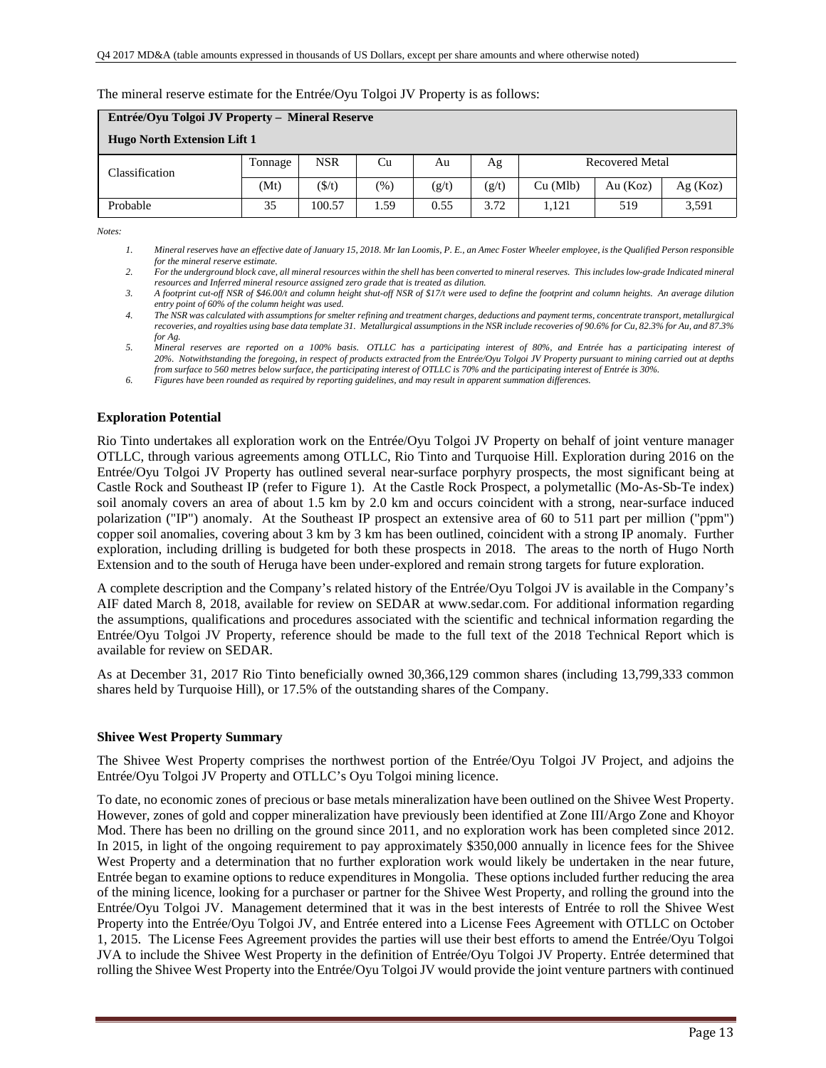The mineral reserve estimate for the Entrée/Oyu Tolgoi JV Property is as follows:

| **Entrée/Oyu Tolgoi JV Property – Mineral Reserve**<br>**Hugo North Extension Lift 1** | | | | | | | | |
|---|---|---|---|---|---|---|---|---|
| Classification | Tonnage | NSR | Cu | Au | Ag | Recovered Metal | | |
| | (Mt) | ($/t) | (%) | (g/t) | (g/t) | Cu (Mlb) | Au (Koz) | Ag (Koz) |
| Probable | 35 | 100.57 | 1.59 | 0.55 | 3.72 | 1,121 | 519 | 3,591 |

*Notes:*

1. *Mineral reserves have an effective date of January 15, 2018. Mr Ian Loomis, P. E., an Amec Foster Wheeler employee, is the Qualified Person responsible for the mineral reserve estimate.*
2. *For the underground block cave, all mineral resources within the shell has been converted to mineral reserves. This includes low-grade Indicated mineral resources and Inferred mineral resource assigned zero grade that is treated as dilution.*
3. *A footprint cut-off NSR of $46.00/t and column height shut-off NSR of $17/t were used to define the footprint and column heights. An average dilution entry point of 60% of the column height was used.*
4. *The NSR was calculated with assumptions for smelter refining and treatment charges, deductions and payment terms, concentrate transport, metallurgical recoveries, and royalties using base data template 31. Metallurgical assumptions in the NSR include recoveries of 90.6% for Cu, 82.3% for Au, and 87.3% for Ag.*
5. *Mineral reserves are reported on a 100% basis. OTLLC has a participating interest of 80%, and Entrée has a participating interest of 20%. Notwithstanding the foregoing, in respect of products extracted from the Entrée/Oyu Tolgoi JV Property pursuant to mining carried out at depths from surface to 560 metres below surface, the participating interest of OTLLC is 70% and the participating interest of Entrée is 30%.*
6. *Figures have been rounded as required by reporting guidelines, and may result in apparent summation differences.*

### Exploration Potential

Rio Tinto undertakes all exploration work on the Entrée/Oyu Tolgoi JV Property on behalf of joint venture manager OTLLC, through various agreements among OTLLC, Rio Tinto and Turquoise Hill. Exploration during 2016 on the Entrée/Oyu Tolgoi JV Property has outlined several near-surface porphyry prospects, the most significant being at Castle Rock and Southeast IP (refer to Figure 1). At the Castle Rock Prospect, a polymetallic (Mo-As-Sb-Te index) soil anomaly covers an area of about 1.5 km by 2.0 km and occurs coincident with a strong, near-surface induced polarization ("IP") anomaly. At the Southeast IP prospect an extensive area of 60 to 511 part per million ("ppm") copper soil anomalies, covering about 3 km by 3 km has been outlined, coincident with a strong IP anomaly. Further exploration, including drilling is budgeted for both these prospects in 2018. The areas to the north of Hugo North Extension and to the south of Heruga have been under-explored and remain strong targets for future exploration.

A complete description and the Company's related history of the Entrée/Oyu Tolgoi JV is available in the Company's AIF dated March 8, 2018, available for review on SEDAR at www.sedar.com. For additional information regarding the assumptions, qualifications and procedures associated with the scientific and technical information regarding the Entrée/Oyu Tolgoi JV Property, reference should be made to the full text of the 2018 Technical Report which is available for review on SEDAR.

As at December 31, 2017 Rio Tinto beneficially owned 30,366,129 common shares (including 13,799,333 common shares held by Turquoise Hill), or 17.5% of the outstanding shares of the Company.

### Shivee West Property Summary

The Shivee West Property comprises the northwest portion of the Entrée/Oyu Tolgoi JV Project, and adjoins the Entrée/Oyu Tolgoi JV Property and OTLLC's Oyu Tolgoi mining licence.

To date, no economic zones of precious or base metals mineralization have been outlined on the Shivee West Property. However, zones of gold and copper mineralization have previously been identified at Zone III/Argo Zone and Khoyor Mod. There has been no drilling on the ground since 2011, and no exploration work has been completed since 2012. In 2015, in light of the ongoing requirement to pay approximately $350,000 annually in licence fees for the Shivee West Property and a determination that no further exploration work would likely be undertaken in the near future, Entrée began to examine options to reduce expenditures in Mongolia. These options included further reducing the area of the mining licence, looking for a purchaser or partner for the Shivee West Property, and rolling the ground into the Entrée/Oyu Tolgoi JV. Management determined that it was in the best interests of Entrée to roll the Shivee West Property into the Entrée/Oyu Tolgoi JV, and Entrée entered into a License Fees Agreement with OTLLC on October 1, 2015. The License Fees Agreement provides the parties will use their best efforts to amend the Entrée/Oyu Tolgoi JVA to include the Shivee West Property in the definition of Entrée/Oyu Tolgoi JV Property. Entrée determined that rolling the Shivee West Property into the Entrée/Oyu Tolgoi JV would provide the joint venture partners with continued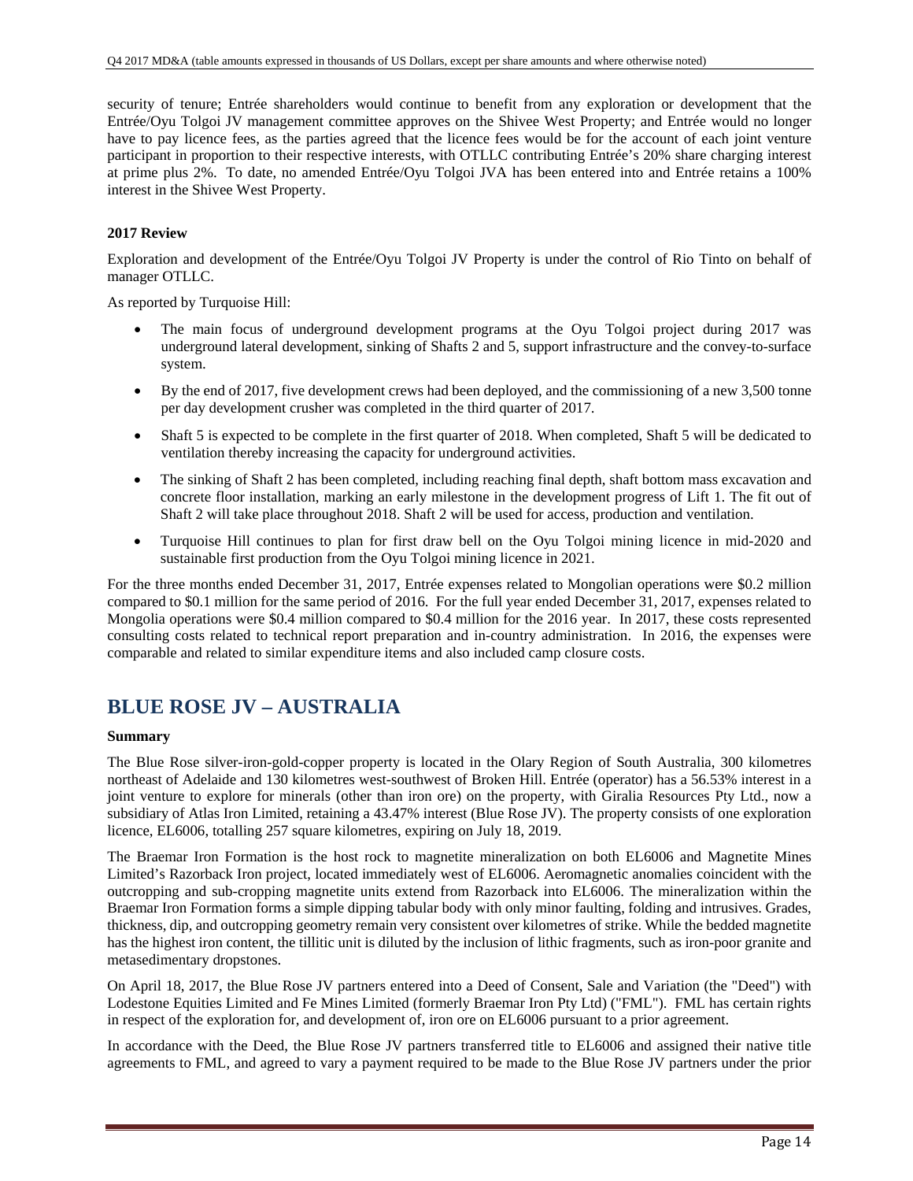security of tenure; Entrée shareholders would continue to benefit from any exploration or development that the Entrée/Oyu Tolgoi JV management committee approves on the Shivee West Property; and Entrée would no longer have to pay licence fees, as the parties agreed that the licence fees would be for the account of each joint venture participant in proportion to their respective interests, with OTLLC contributing Entrée's 20% share charging interest at prime plus 2%. To date, no amended Entrée/Oyu Tolgoi JVA has been entered into and Entrée retains a 100% interest in the Shivee West Property.

**2017 Review**

Exploration and development of the Entrée/Oyu Tolgoi JV Property is under the control of Rio Tinto on behalf of manager OTLLC.

As reported by Turquoise Hill:

- The main focus of underground development programs at the Oyu Tolgoi project during 2017 was underground lateral development, sinking of Shafts 2 and 5, support infrastructure and the convey-to-surface system.
- By the end of 2017, five development crews had been deployed, and the commissioning of a new 3,500 tonne per day development crusher was completed in the third quarter of 2017.
- Shaft 5 is expected to be complete in the first quarter of 2018. When completed, Shaft 5 will be dedicated to ventilation thereby increasing the capacity for underground activities.
- The sinking of Shaft 2 has been completed, including reaching final depth, shaft bottom mass excavation and concrete floor installation, marking an early milestone in the development progress of Lift 1. The fit out of Shaft 2 will take place throughout 2018. Shaft 2 will be used for access, production and ventilation.
- Turquoise Hill continues to plan for first draw bell on the Oyu Tolgoi mining licence in mid-2020 and sustainable first production from the Oyu Tolgoi mining licence in 2021.

For the three months ended December 31, 2017, Entrée expenses related to Mongolian operations were $0.2 million compared to $0.1 million for the same period of 2016. For the full year ended December 31, 2017, expenses related to Mongolia operations were $0.4 million compared to $0.4 million for the 2016 year. In 2017, these costs represented consulting costs related to technical report preparation and in-country administration. In 2016, the expenses were comparable and related to similar expenditure items and also included camp closure costs.

# BLUE ROSE JV – AUSTRALIA

**Summary**

The Blue Rose silver-iron-gold-copper property is located in the Olary Region of South Australia, 300 kilometres northeast of Adelaide and 130 kilometres west-southwest of Broken Hill. Entrée (operator) has a 56.53% interest in a joint venture to explore for minerals (other than iron ore) on the property, with Giralia Resources Pty Ltd., now a subsidiary of Atlas Iron Limited, retaining a 43.47% interest (Blue Rose JV). The property consists of one exploration licence, EL6006, totalling 257 square kilometres, expiring on July 18, 2019.

The Braemar Iron Formation is the host rock to magnetite mineralization on both EL6006 and Magnetite Mines Limited's Razorback Iron project, located immediately west of EL6006. Aeromagnetic anomalies coincident with the outcropping and sub-cropping magnetite units extend from Razorback into EL6006. The mineralization within the Braemar Iron Formation forms a simple dipping tabular body with only minor faulting, folding and intrusives. Grades, thickness, dip, and outcropping geometry remain very consistent over kilometres of strike. While the bedded magnetite has the highest iron content, the tillitic unit is diluted by the inclusion of lithic fragments, such as iron-poor granite and metasedimentary dropstones.

On April 18, 2017, the Blue Rose JV partners entered into a Deed of Consent, Sale and Variation (the "Deed") with Lodestone Equities Limited and Fe Mines Limited (formerly Braemar Iron Pty Ltd) ("FML"). FML has certain rights in respect of the exploration for, and development of, iron ore on EL6006 pursuant to a prior agreement.

In accordance with the Deed, the Blue Rose JV partners transferred title to EL6006 and assigned their native title agreements to FML, and agreed to vary a payment required to be made to the Blue Rose JV partners under the prior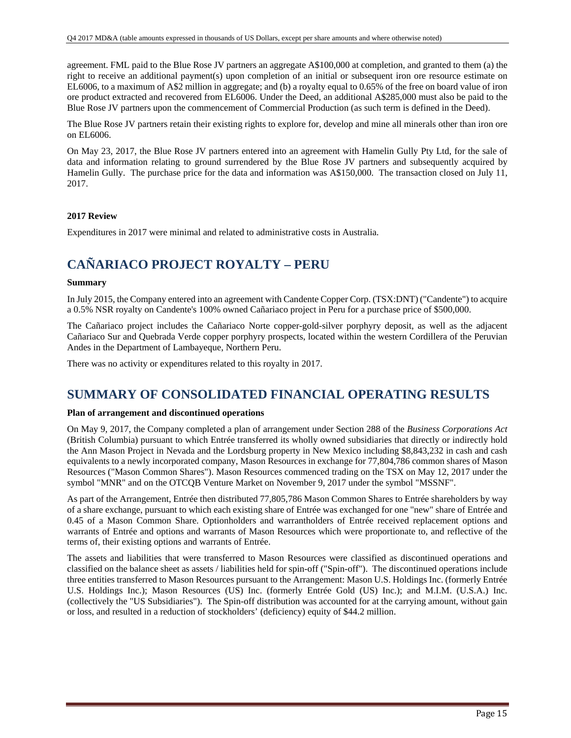agreement. FML paid to the Blue Rose JV partners an aggregate A$100,000 at completion, and granted to them (a) the right to receive an additional payment(s) upon completion of an initial or subsequent iron ore resource estimate on EL6006, to a maximum of A$2 million in aggregate; and (b) a royalty equal to 0.65% of the free on board value of iron ore product extracted and recovered from EL6006. Under the Deed, an additional A$285,000 must also be paid to the Blue Rose JV partners upon the commencement of Commercial Production (as such term is defined in the Deed).

The Blue Rose JV partners retain their existing rights to explore for, develop and mine all minerals other than iron ore on EL6006.

On May 23, 2017, the Blue Rose JV partners entered into an agreement with Hamelin Gully Pty Ltd, for the sale of data and information relating to ground surrendered by the Blue Rose JV partners and subsequently acquired by Hamelin Gully. The purchase price for the data and information was A$150,000. The transaction closed on July 11, 2017.

**2017 Review**

Expenditures in 2017 were minimal and related to administrative costs in Australia.

# CAÑARIACO PROJECT ROYALTY – PERU

**Summary**

In July 2015, the Company entered into an agreement with Candente Copper Corp. (TSX:DNT) ("Candente") to acquire a 0.5% NSR royalty on Candente's 100% owned Cañariaco project in Peru for a purchase price of $500,000.

The Cañariaco project includes the Cañariaco Norte copper-gold-silver porphyry deposit, as well as the adjacent Cañariaco Sur and Quebrada Verde copper porphyry prospects, located within the western Cordillera of the Peruvian Andes in the Department of Lambayeque, Northern Peru.

There was no activity or expenditures related to this royalty in 2017.

# SUMMARY OF CONSOLIDATED FINANCIAL OPERATING RESULTS

**Plan of arrangement and discontinued operations**

On May 9, 2017, the Company completed a plan of arrangement under Section 288 of the *Business Corporations Act* (British Columbia) pursuant to which Entrée transferred its wholly owned subsidiaries that directly or indirectly hold the Ann Mason Project in Nevada and the Lordsburg property in New Mexico including $8,843,232 in cash and cash equivalents to a newly incorporated company, Mason Resources in exchange for 77,804,786 common shares of Mason Resources ("Mason Common Shares"). Mason Resources commenced trading on the TSX on May 12, 2017 under the symbol "MNR" and on the OTCQB Venture Market on November 9, 2017 under the symbol "MSSNF".

As part of the Arrangement, Entrée then distributed 77,805,786 Mason Common Shares to Entrée shareholders by way of a share exchange, pursuant to which each existing share of Entrée was exchanged for one "new" share of Entrée and 0.45 of a Mason Common Share. Optionholders and warrantholders of Entrée received replacement options and warrants of Entrée and options and warrants of Mason Resources which were proportionate to, and reflective of the terms of, their existing options and warrants of Entrée.

The assets and liabilities that were transferred to Mason Resources were classified as discontinued operations and classified on the balance sheet as assets / liabilities held for spin-off ("Spin-off"). The discontinued operations include three entities transferred to Mason Resources pursuant to the Arrangement: Mason U.S. Holdings Inc. (formerly Entrée U.S. Holdings Inc.); Mason Resources (US) Inc. (formerly Entrée Gold (US) Inc.); and M.I.M. (U.S.A.) Inc. (collectively the "US Subsidiaries"). The Spin-off distribution was accounted for at the carrying amount, without gain or loss, and resulted in a reduction of stockholders' (deficiency) equity of $44.2 million.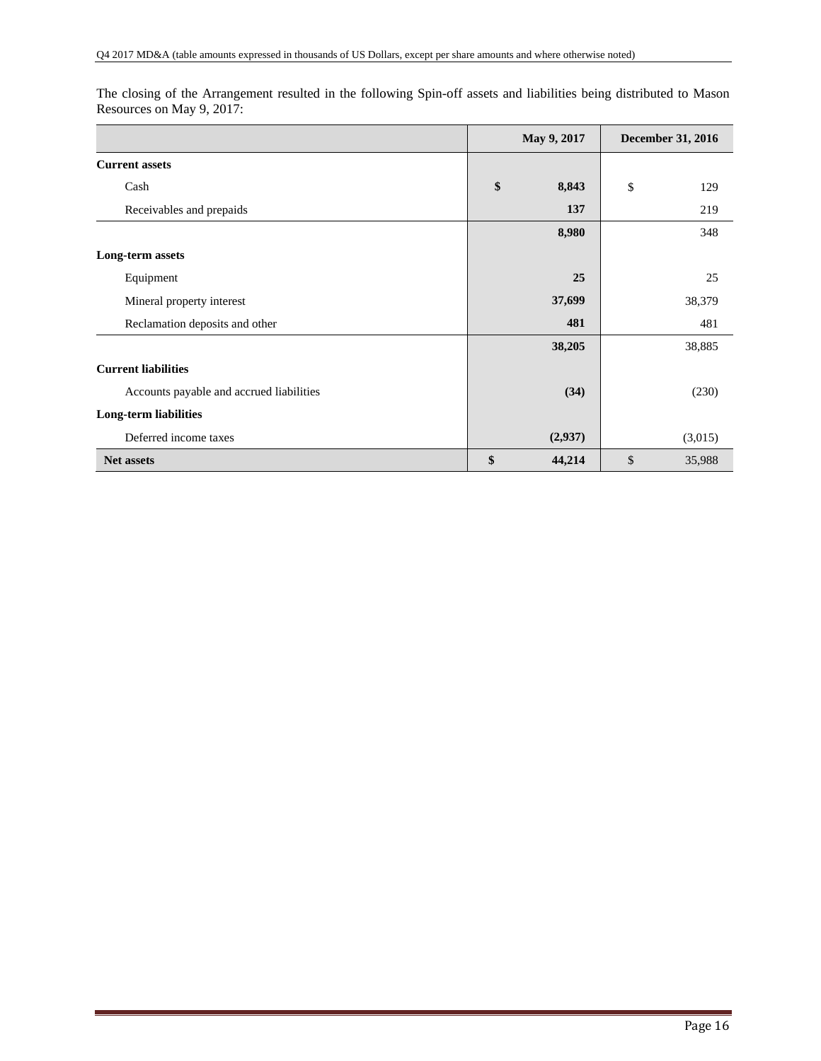The closing of the Arrangement resulted in the following Spin-off assets and liabilities being distributed to Mason Resources on May 9, 2017:

| | May 9, 2017 | December 31, 2016 |
|---|---|---|
| **Current assets** | | |
| Cash | $ 8,843 | $ 129 |
| Receivables and prepaids | 137 | 219 |
| | 8,980 | 348 |
| **Long-term assets** | | |
| Equipment | 25 | 25 |
| Mineral property interest | 37,699 | 38,379 |
| Reclamation deposits and other | 481 | 481 |
| | 38,205 | 38,885 |
| **Current liabilities** | | |
| Accounts payable and accrued liabilities | (34) | (230) |
| **Long-term liabilities** | | |
| Deferred income taxes | (2,937) | (3,015) |
| **Net assets** | $ 44,214 | $ 35,988 |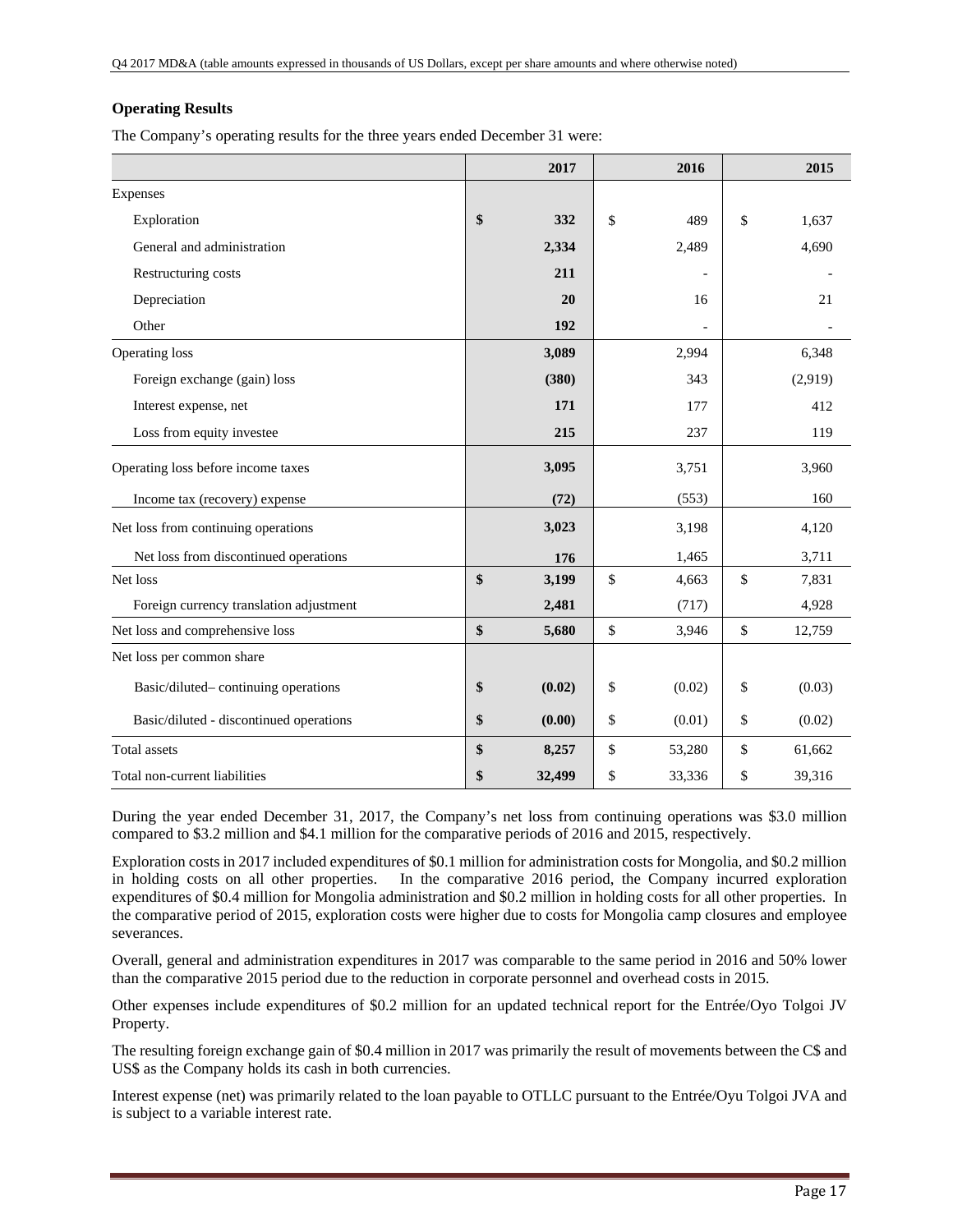### Operating Results

The Company's operating results for the three years ended December 31 were:

| | 2017 | 2016 | 2015 |
|---|---|---|---|
| Expenses | | | |
| Exploration | **$ 332** | $ 489 | $ 1,637 |
| General and administration | **2,334** | 2,489 | 4,690 |
| Restructuring costs | **211** | - | - |
| Depreciation | **20** | 16 | 21 |
| Other | **192** | - | - |
| Operating loss | **3,089** | 2,994 | 6,348 |
| Foreign exchange (gain) loss | **(380)** | 343 | (2,919) |
| Interest expense, net | **171** | 177 | 412 |
| Loss from equity investee | **215** | 237 | 119 |
| Operating loss before income taxes | **3,095** | 3,751 | 3,960 |
| Income tax (recovery) expense | **(72)** | (553) | 160 |
| Net loss from continuing operations | **3,023** | 3,198 | 4,120 |
| Net loss from discontinued operations | **176** | 1,465 | 3,711 |
| Net loss | **$ 3,199** | $ 4,663 | $ 7,831 |
| Foreign currency translation adjustment | **2,481** | (717) | 4,928 |
| Net loss and comprehensive loss | **$ 5,680** | $ 3,946 | $ 12,759 |
| Net loss per common share | | | |
| Basic/diluted– continuing operations | **$ (0.02)** | $ (0.02) | $ (0.03) |
| Basic/diluted - discontinued operations | **$ (0.00)** | $ (0.01) | $ (0.02) |
| Total assets | **$ 8,257** | $ 53,280 | $ 61,662 |
| Total non-current liabilities | **$ 32,499** | $ 33,336 | $ 39,316 |

During the year ended December 31, 2017, the Company's net loss from continuing operations was $3.0 million compared to $3.2 million and $4.1 million for the comparative periods of 2016 and 2015, respectively.

Exploration costs in 2017 included expenditures of $0.1 million for administration costs for Mongolia, and $0.2 million in holding costs on all other properties. In the comparative 2016 period, the Company incurred exploration expenditures of $0.4 million for Mongolia administration and $0.2 million in holding costs for all other properties. In the comparative period of 2015, exploration costs were higher due to costs for Mongolia camp closures and employee severances.

Overall, general and administration expenditures in 2017 was comparable to the same period in 2016 and 50% lower than the comparative 2015 period due to the reduction in corporate personnel and overhead costs in 2015.

Other expenses include expenditures of $0.2 million for an updated technical report for the Entrée/Oyo Tolgoi JV Property.

The resulting foreign exchange gain of $0.4 million in 2017 was primarily the result of movements between the C$ and US$ as the Company holds its cash in both currencies.

Interest expense (net) was primarily related to the loan payable to OTLLC pursuant to the Entrée/Oyu Tolgoi JVA and is subject to a variable interest rate.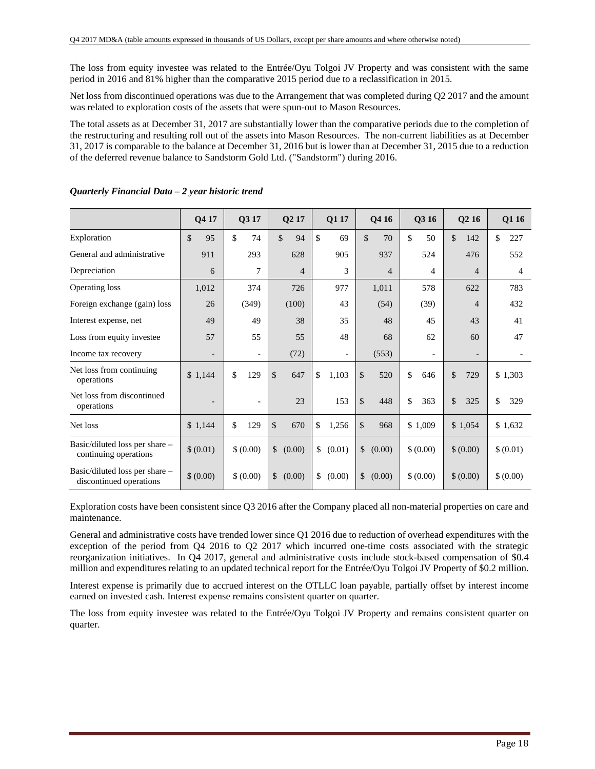The loss from equity investee was related to the Entrée/Oyu Tolgoi JV Property and was consistent with the same period in 2016 and 81% higher than the comparative 2015 period due to a reclassification in 2015.

Net loss from discontinued operations was due to the Arrangement that was completed during Q2 2017 and the amount was related to exploration costs of the assets that were spun-out to Mason Resources.

The total assets as at December 31, 2017 are substantially lower than the comparative periods due to the completion of the restructuring and resulting roll out of the assets into Mason Resources. The non-current liabilities as at December 31, 2017 is comparable to the balance at December 31, 2016 but is lower than at December 31, 2015 due to a reduction of the deferred revenue balance to Sandstorm Gold Ltd. ("Sandstorm") during 2016.

***Quarterly Financial Data – 2 year historic trend***

| | Q4 17 | Q3 17 | Q2 17 | Q1 17 | Q4 16 | Q3 16 | Q2 16 | Q1 16 |
|---|---|---|---|---|---|---|---|---|
| Exploration | $ 95 | $ 74 | $ 94 | $ 69 | $ 70 | $ 50 | $ 142 | $ 227 |
| General and administrative | 911 | 293 | 628 | 905 | 937 | 524 | 476 | 552 |
| Depreciation | 6 | 7 | 4 | 3 | 4 | 4 | 4 | 4 |
| Operating loss | 1,012 | 374 | 726 | 977 | 1,011 | 578 | 622 | 783 |
| Foreign exchange (gain) loss | 26 | (349) | (100) | 43 | (54) | (39) | 4 | 432 |
| Interest expense, net | 49 | 49 | 38 | 35 | 48 | 45 | 43 | 41 |
| Loss from equity investee | 57 | 55 | 55 | 48 | 68 | 62 | 60 | 47 |
| Income tax recovery | - | - | (72) | - | (553) | - | - | - |
| Net loss from continuing operations | $ 1,144 | $ 129 | $ 647 | $ 1,103 | $ 520 | $ 646 | $ 729 | $ 1,303 |
| Net loss from discontinued operations | - | - | 23 | 153 | $ 448 | $ 363 | $ 325 | $ 329 |
| Net loss | $ 1,144 | $ 129 | $ 670 | $ 1,256 | $ 968 | $ 1,009 | $ 1,054 | $ 1,632 |
| Basic/diluted loss per share – continuing operations | $ (0.01) | $ (0.00) | $ (0.00) | $ (0.01) | $ (0.00) | $ (0.00) | $ (0.00) | $ (0.01) |
| Basic/diluted loss per share – discontinued operations | $ (0.00) | $ (0.00) | $ (0.00) | $ (0.00) | $ (0.00) | $ (0.00) | $ (0.00) | $ (0.00) |

Exploration costs have been consistent since Q3 2016 after the Company placed all non-material properties on care and maintenance.

General and administrative costs have trended lower since Q1 2016 due to reduction of overhead expenditures with the exception of the period from Q4 2016 to Q2 2017 which incurred one-time costs associated with the strategic reorganization initiatives. In Q4 2017, general and administrative costs include stock-based compensation of $0.4 million and expenditures relating to an updated technical report for the Entrée/Oyu Tolgoi JV Property of $0.2 million.

Interest expense is primarily due to accrued interest on the OTLLC loan payable, partially offset by interest income earned on invested cash. Interest expense remains consistent quarter on quarter.

The loss from equity investee was related to the Entrée/Oyu Tolgoi JV Property and remains consistent quarter on quarter.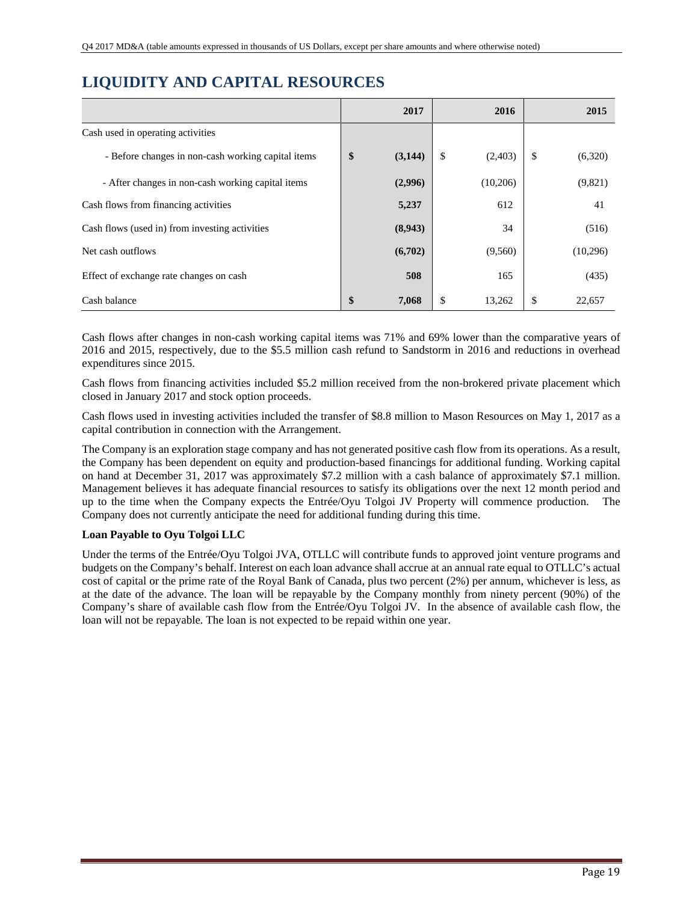# LIQUIDITY AND CAPITAL RESOURCES

| | 2017 | 2016 | 2015 |
|---|---|---|---|
| Cash used in operating activities | | | |
| - Before changes in non-cash working capital items | **$ (3,144)** | $ (2,403) | $ (6,320) |
| - After changes in non-cash working capital items | **(2,996)** | (10,206) | (9,821) |
| Cash flows from financing activities | **5,237** | 612 | 41 |
| Cash flows (used in) from investing activities | **(8,943)** | 34 | (516) |
| Net cash outflows | **(6,702)** | (9,560) | (10,296) |
| Effect of exchange rate changes on cash | **508** | 165 | (435) |
| Cash balance | **$ 7,068** | $ 13,262 | $ 22,657 |

Cash flows after changes in non-cash working capital items was 71% and 69% lower than the comparative years of 2016 and 2015, respectively, due to the $5.5 million cash refund to Sandstorm in 2016 and reductions in overhead expenditures since 2015.

Cash flows from financing activities included $5.2 million received from the non-brokered private placement which closed in January 2017 and stock option proceeds.

Cash flows used in investing activities included the transfer of $8.8 million to Mason Resources on May 1, 2017 as a capital contribution in connection with the Arrangement.

The Company is an exploration stage company and has not generated positive cash flow from its operations. As a result, the Company has been dependent on equity and production-based financings for additional funding. Working capital on hand at December 31, 2017 was approximately $7.2 million with a cash balance of approximately $7.1 million. Management believes it has adequate financial resources to satisfy its obligations over the next 12 month period and up to the time when the Company expects the Entrée/Oyu Tolgoi JV Property will commence production. The Company does not currently anticipate the need for additional funding during this time.

**Loan Payable to Oyu Tolgoi LLC**

Under the terms of the Entrée/Oyu Tolgoi JVA, OTLLC will contribute funds to approved joint venture programs and budgets on the Company's behalf. Interest on each loan advance shall accrue at an annual rate equal to OTLLC's actual cost of capital or the prime rate of the Royal Bank of Canada, plus two percent (2%) per annum, whichever is less, as at the date of the advance. The loan will be repayable by the Company monthly from ninety percent (90%) of the Company's share of available cash flow from the Entrée/Oyu Tolgoi JV. In the absence of available cash flow, the loan will not be repayable. The loan is not expected to be repaid within one year.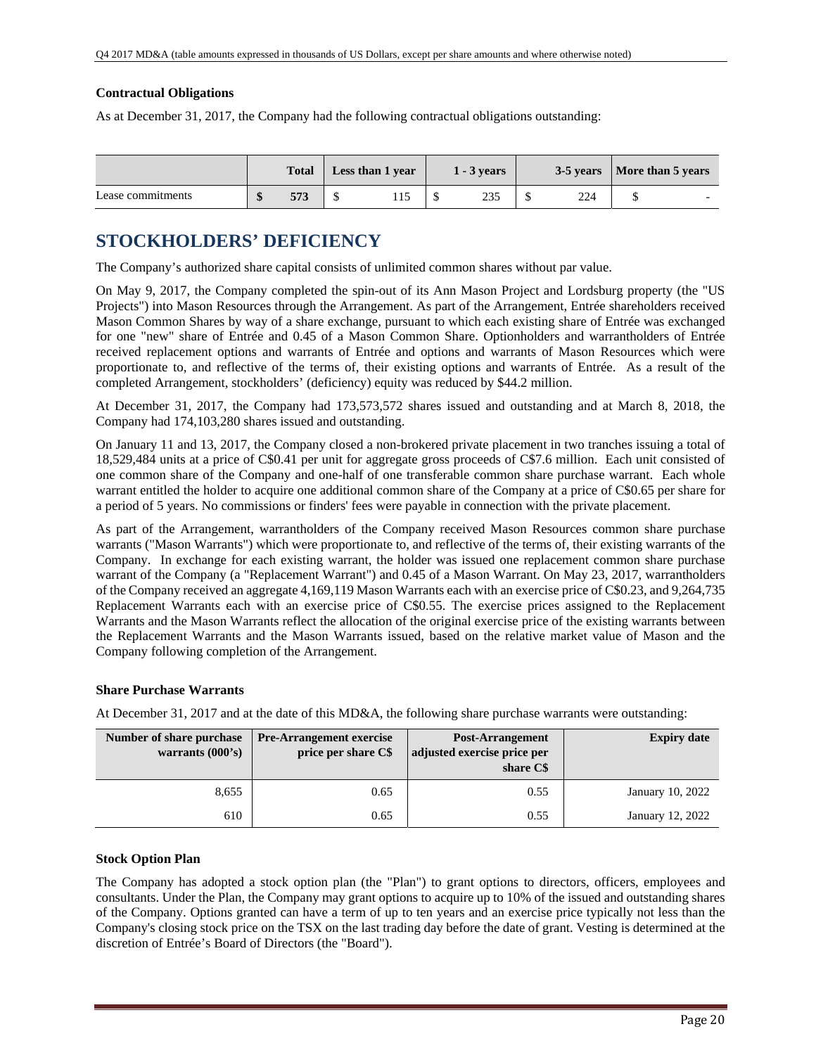### Contractual Obligations

As at December 31, 2017, the Company had the following contractual obligations outstanding:

| | Total | Less than 1 year | 1 - 3 years | 3-5 years | More than 5 years |
|---|---|---|---|---|---|
| Lease commitments | **$ 573** | $ 115 | $ 235 | $ 224 | $ - |

# STOCKHOLDERS' DEFICIENCY

The Company's authorized share capital consists of unlimited common shares without par value.

On May 9, 2017, the Company completed the spin-out of its Ann Mason Project and Lordsburg property (the "US Projects") into Mason Resources through the Arrangement. As part of the Arrangement, Entrée shareholders received Mason Common Shares by way of a share exchange, pursuant to which each existing share of Entrée was exchanged for one "new" share of Entrée and 0.45 of a Mason Common Share. Optionholders and warrantholders of Entrée received replacement options and warrants of Entrée and options and warrants of Mason Resources which were proportionate to, and reflective of the terms of, their existing options and warrants of Entrée. As a result of the completed Arrangement, stockholders' (deficiency) equity was reduced by $44.2 million.

At December 31, 2017, the Company had 173,573,572 shares issued and outstanding and at March 8, 2018, the Company had 174,103,280 shares issued and outstanding.

On January 11 and 13, 2017, the Company closed a non-brokered private placement in two tranches issuing a total of 18,529,484 units at a price of C$0.41 per unit for aggregate gross proceeds of C$7.6 million. Each unit consisted of one common share of the Company and one-half of one transferable common share purchase warrant. Each whole warrant entitled the holder to acquire one additional common share of the Company at a price of C$0.65 per share for a period of 5 years. No commissions or finders' fees were payable in connection with the private placement.

As part of the Arrangement, warrantholders of the Company received Mason Resources common share purchase warrants ("Mason Warrants") which were proportionate to, and reflective of the terms of, their existing warrants of the Company. In exchange for each existing warrant, the holder was issued one replacement common share purchase warrant of the Company (a "Replacement Warrant") and 0.45 of a Mason Warrant. On May 23, 2017, warrantholders of the Company received an aggregate 4,169,119 Mason Warrants each with an exercise price of C$0.23, and 9,264,735 Replacement Warrants each with an exercise price of C$0.55. The exercise prices assigned to the Replacement Warrants and the Mason Warrants reflect the allocation of the original exercise price of the existing warrants between the Replacement Warrants and the Mason Warrants issued, based on the relative market value of Mason and the Company following completion of the Arrangement.

### Share Purchase Warrants

At December 31, 2017 and at the date of this MD&A, the following share purchase warrants were outstanding:

| Number of share purchase warrants (000's) | Pre-Arrangement exercise price per share C$ | Post-Arrangement adjusted exercise price per share C$ | Expiry date |
|---|---|---|---|
| 8,655 | 0.65 | 0.55 | January 10, 2022 |
| 610 | 0.65 | 0.55 | January 12, 2022 |

### Stock Option Plan

The Company has adopted a stock option plan (the "Plan") to grant options to directors, officers, employees and consultants. Under the Plan, the Company may grant options to acquire up to 10% of the issued and outstanding shares of the Company. Options granted can have a term of up to ten years and an exercise price typically not less than the Company's closing stock price on the TSX on the last trading day before the date of grant. Vesting is determined at the discretion of Entrée's Board of Directors (the "Board").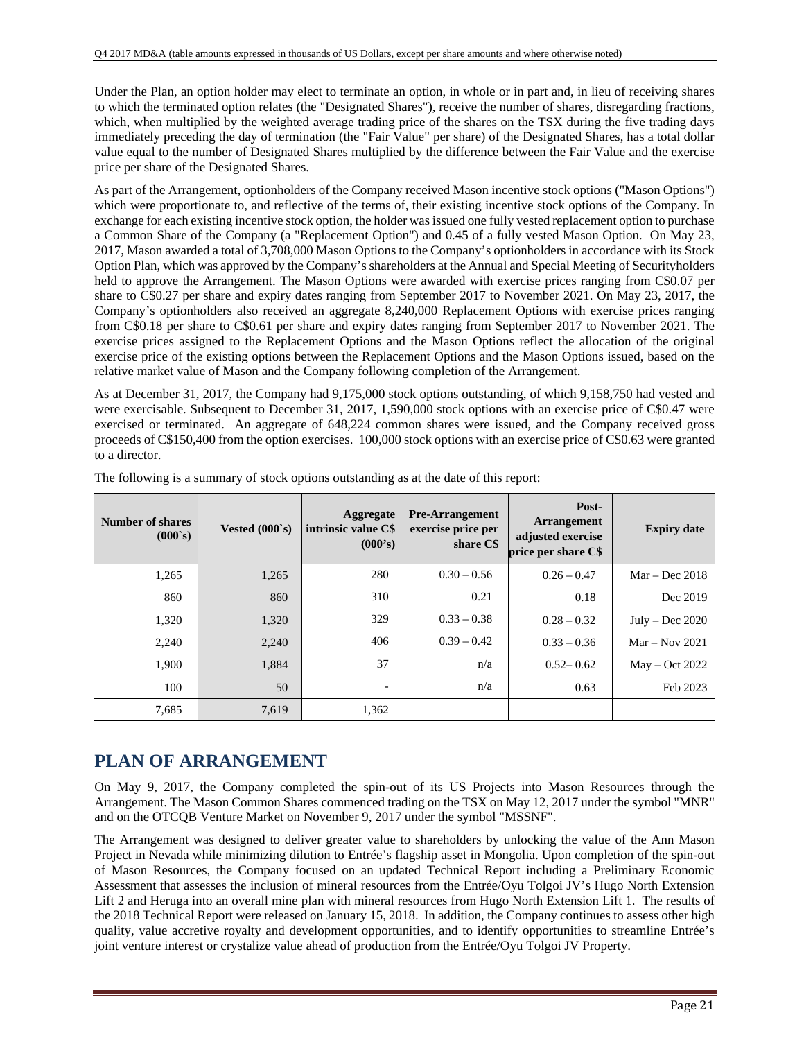Under the Plan, an option holder may elect to terminate an option, in whole or in part and, in lieu of receiving shares to which the terminated option relates (the "Designated Shares"), receive the number of shares, disregarding fractions, which, when multiplied by the weighted average trading price of the shares on the TSX during the five trading days immediately preceding the day of termination (the "Fair Value" per share) of the Designated Shares, has a total dollar value equal to the number of Designated Shares multiplied by the difference between the Fair Value and the exercise price per share of the Designated Shares.

As part of the Arrangement, optionholders of the Company received Mason incentive stock options ("Mason Options") which were proportionate to, and reflective of the terms of, their existing incentive stock options of the Company. In exchange for each existing incentive stock option, the holder was issued one fully vested replacement option to purchase a Common Share of the Company (a "Replacement Option") and 0.45 of a fully vested Mason Option. On May 23, 2017, Mason awarded a total of 3,708,000 Mason Options to the Company's optionholders in accordance with its Stock Option Plan, which was approved by the Company's shareholders at the Annual and Special Meeting of Securityholders held to approve the Arrangement. The Mason Options were awarded with exercise prices ranging from C$0.07 per share to C$0.27 per share and expiry dates ranging from September 2017 to November 2021. On May 23, 2017, the Company's optionholders also received an aggregate 8,240,000 Replacement Options with exercise prices ranging from C$0.18 per share to C$0.61 per share and expiry dates ranging from September 2017 to November 2021. The exercise prices assigned to the Replacement Options and the Mason Options reflect the allocation of the original exercise price of the existing options between the Replacement Options and the Mason Options issued, based on the relative market value of Mason and the Company following completion of the Arrangement.

As at December 31, 2017, the Company had 9,175,000 stock options outstanding, of which 9,158,750 had vested and were exercisable. Subsequent to December 31, 2017, 1,590,000 stock options with an exercise price of C$0.47 were exercised or terminated. An aggregate of 648,224 common shares were issued, and the Company received gross proceeds of C$150,400 from the option exercises. 100,000 stock options with an exercise price of C$0.63 were granted to a director.

The following is a summary of stock options outstanding as at the date of this report:

| Number of shares (000`s) | Vested (000`s) | Aggregate intrinsic value C$ (000's) | Pre-Arrangement exercise price per share C$ | Post-Arrangement adjusted exercise price per share C$ | Expiry date |
|---|---|---|---|---|---|
| 1,265 | 1,265 | 280 | 0.30 – 0.56 | 0.26 – 0.47 | Mar – Dec 2018 |
| 860 | 860 | 310 | 0.21 | 0.18 | Dec 2019 |
| 1,320 | 1,320 | 329 | 0.33 – 0.38 | 0.28 – 0.32 | July – Dec 2020 |
| 2,240 | 2,240 | 406 | 0.39 – 0.42 | 0.33 – 0.36 | Mar – Nov 2021 |
| 1,900 | 1,884 | 37 | n/a | 0.52– 0.62 | May – Oct 2022 |
| 100 | 50 | - | n/a | 0.63 | Feb 2023 |
| 7,685 | 7,619 | 1,362 | | | |

# PLAN OF ARRANGEMENT

On May 9, 2017, the Company completed the spin-out of its US Projects into Mason Resources through the Arrangement. The Mason Common Shares commenced trading on the TSX on May 12, 2017 under the symbol "MNR" and on the OTCQB Venture Market on November 9, 2017 under the symbol "MSSNF".

The Arrangement was designed to deliver greater value to shareholders by unlocking the value of the Ann Mason Project in Nevada while minimizing dilution to Entrée's flagship asset in Mongolia. Upon completion of the spin-out of Mason Resources, the Company focused on an updated Technical Report including a Preliminary Economic Assessment that assesses the inclusion of mineral resources from the Entrée/Oyu Tolgoi JV's Hugo North Extension Lift 2 and Heruga into an overall mine plan with mineral resources from Hugo North Extension Lift 1. The results of the 2018 Technical Report were released on January 15, 2018. In addition, the Company continues to assess other high quality, value accretive royalty and development opportunities, and to identify opportunities to streamline Entrée's joint venture interest or crystalize value ahead of production from the Entrée/Oyu Tolgoi JV Property.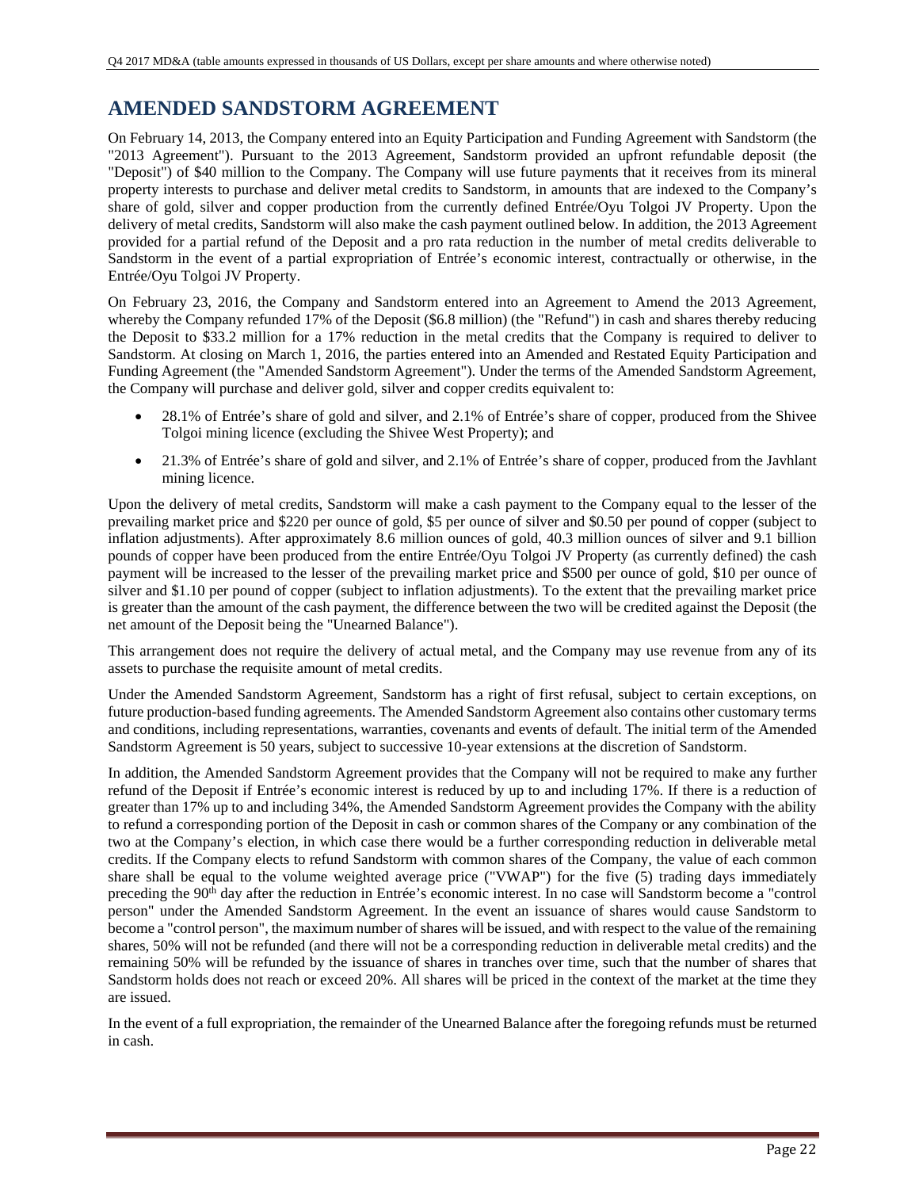## AMENDED SANDSTORM AGREEMENT

On February 14, 2013, the Company entered into an Equity Participation and Funding Agreement with Sandstorm (the "2013 Agreement"). Pursuant to the 2013 Agreement, Sandstorm provided an upfront refundable deposit (the "Deposit") of $40 million to the Company. The Company will use future payments that it receives from its mineral property interests to purchase and deliver metal credits to Sandstorm, in amounts that are indexed to the Company's share of gold, silver and copper production from the currently defined Entrée/Oyu Tolgoi JV Property. Upon the delivery of metal credits, Sandstorm will also make the cash payment outlined below. In addition, the 2013 Agreement provided for a partial refund of the Deposit and a pro rata reduction in the number of metal credits deliverable to Sandstorm in the event of a partial expropriation of Entrée's economic interest, contractually or otherwise, in the Entrée/Oyu Tolgoi JV Property.

On February 23, 2016, the Company and Sandstorm entered into an Agreement to Amend the 2013 Agreement, whereby the Company refunded 17% of the Deposit ($6.8 million) (the "Refund") in cash and shares thereby reducing the Deposit to $33.2 million for a 17% reduction in the metal credits that the Company is required to deliver to Sandstorm. At closing on March 1, 2016, the parties entered into an Amended and Restated Equity Participation and Funding Agreement (the "Amended Sandstorm Agreement"). Under the terms of the Amended Sandstorm Agreement, the Company will purchase and deliver gold, silver and copper credits equivalent to:

- 28.1% of Entrée's share of gold and silver, and 2.1% of Entrée's share of copper, produced from the Shivee Tolgoi mining licence (excluding the Shivee West Property); and
- 21.3% of Entrée's share of gold and silver, and 2.1% of Entrée's share of copper, produced from the Javhlant mining licence.

Upon the delivery of metal credits, Sandstorm will make a cash payment to the Company equal to the lesser of the prevailing market price and $220 per ounce of gold, $5 per ounce of silver and $0.50 per pound of copper (subject to inflation adjustments). After approximately 8.6 million ounces of gold, 40.3 million ounces of silver and 9.1 billion pounds of copper have been produced from the entire Entrée/Oyu Tolgoi JV Property (as currently defined) the cash payment will be increased to the lesser of the prevailing market price and $500 per ounce of gold, $10 per ounce of silver and $1.10 per pound of copper (subject to inflation adjustments). To the extent that the prevailing market price is greater than the amount of the cash payment, the difference between the two will be credited against the Deposit (the net amount of the Deposit being the "Unearned Balance").

This arrangement does not require the delivery of actual metal, and the Company may use revenue from any of its assets to purchase the requisite amount of metal credits.

Under the Amended Sandstorm Agreement, Sandstorm has a right of first refusal, subject to certain exceptions, on future production-based funding agreements. The Amended Sandstorm Agreement also contains other customary terms and conditions, including representations, warranties, covenants and events of default. The initial term of the Amended Sandstorm Agreement is 50 years, subject to successive 10-year extensions at the discretion of Sandstorm.

In addition, the Amended Sandstorm Agreement provides that the Company will not be required to make any further refund of the Deposit if Entrée's economic interest is reduced by up to and including 17%. If there is a reduction of greater than 17% up to and including 34%, the Amended Sandstorm Agreement provides the Company with the ability to refund a corresponding portion of the Deposit in cash or common shares of the Company or any combination of the two at the Company's election, in which case there would be a further corresponding reduction in deliverable metal credits. If the Company elects to refund Sandstorm with common shares of the Company, the value of each common share shall be equal to the volume weighted average price ("VWAP") for the five (5) trading days immediately preceding the 90th day after the reduction in Entrée's economic interest. In no case will Sandstorm become a "control person" under the Amended Sandstorm Agreement. In the event an issuance of shares would cause Sandstorm to become a "control person", the maximum number of shares will be issued, and with respect to the value of the remaining shares, 50% will not be refunded (and there will not be a corresponding reduction in deliverable metal credits) and the remaining 50% will be refunded by the issuance of shares in tranches over time, such that the number of shares that Sandstorm holds does not reach or exceed 20%. All shares will be priced in the context of the market at the time they are issued.

In the event of a full expropriation, the remainder of the Unearned Balance after the foregoing refunds must be returned in cash.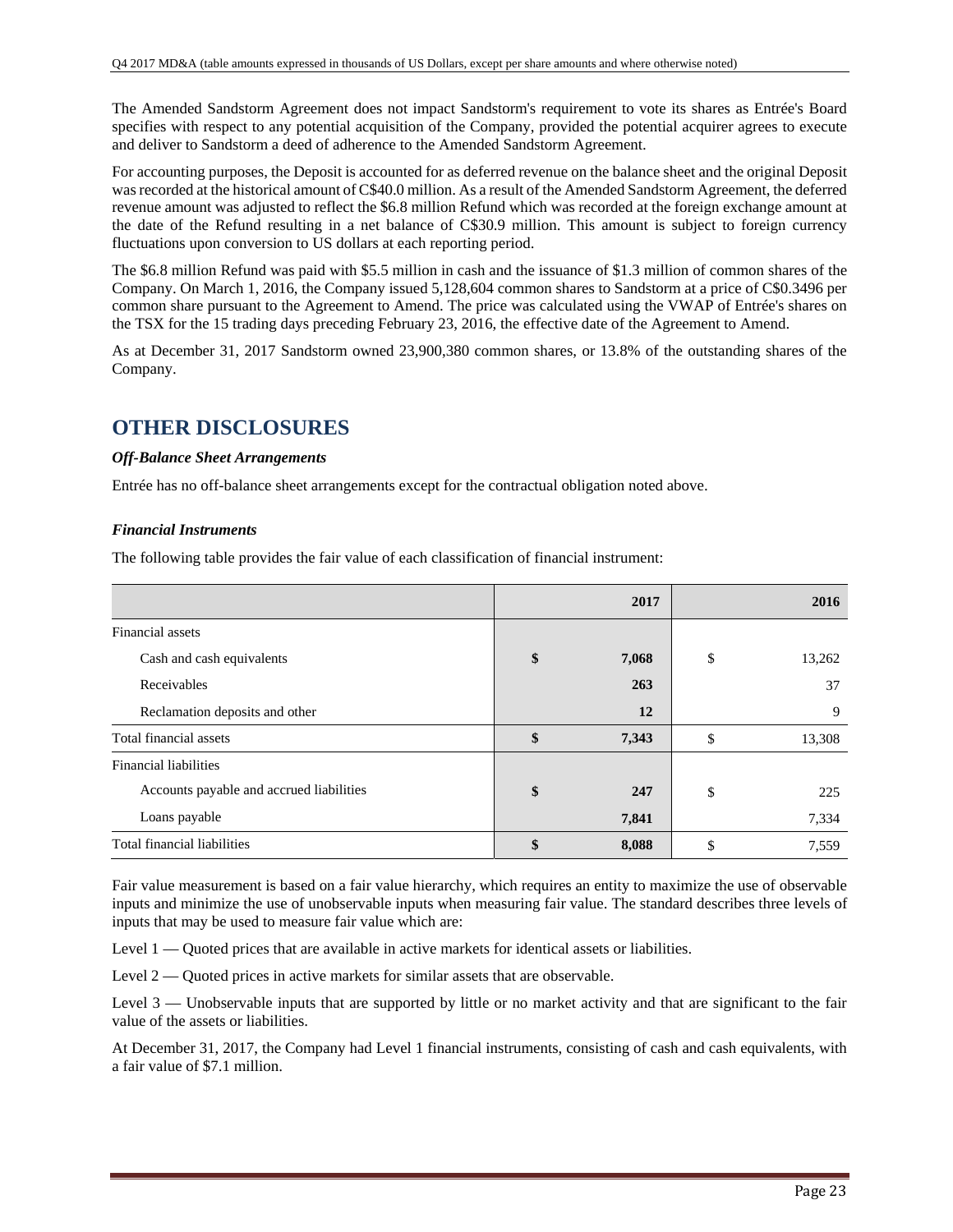The Amended Sandstorm Agreement does not impact Sandstorm's requirement to vote its shares as Entrée's Board specifies with respect to any potential acquisition of the Company, provided the potential acquirer agrees to execute and deliver to Sandstorm a deed of adherence to the Amended Sandstorm Agreement.

For accounting purposes, the Deposit is accounted for as deferred revenue on the balance sheet and the original Deposit was recorded at the historical amount of C$40.0 million. As a result of the Amended Sandstorm Agreement, the deferred revenue amount was adjusted to reflect the $6.8 million Refund which was recorded at the foreign exchange amount at the date of the Refund resulting in a net balance of C$30.9 million. This amount is subject to foreign currency fluctuations upon conversion to US dollars at each reporting period.

The $6.8 million Refund was paid with $5.5 million in cash and the issuance of $1.3 million of common shares of the Company. On March 1, 2016, the Company issued 5,128,604 common shares to Sandstorm at a price of C$0.3496 per common share pursuant to the Agreement to Amend. The price was calculated using the VWAP of Entrée's shares on the TSX for the 15 trading days preceding February 23, 2016, the effective date of the Agreement to Amend.

As at December 31, 2017 Sandstorm owned 23,900,380 common shares, or 13.8% of the outstanding shares of the Company.

# OTHER DISCLOSURES

***Off-Balance Sheet Arrangements***

Entrée has no off-balance sheet arrangements except for the contractual obligation noted above.

***Financial Instruments***

The following table provides the fair value of each classification of financial instrument:

| | | 2017 | | 2016 |
|---|---|---|---|---|
| Financial assets | | | | |
| Cash and cash equivalents | **$** | **7,068** | $ | 13,262 |
| Receivables | | **263** | | 37 |
| Reclamation deposits and other | | **12** | | 9 |
| Total financial assets | **$** | **7,343** | $ | 13,308 |
| Financial liabilities | | | | |
| Accounts payable and accrued liabilities | **$** | **247** | $ | 225 |
| Loans payable | | **7,841** | | 7,334 |
| Total financial liabilities | **$** | **8,088** | $ | 7,559 |

Fair value measurement is based on a fair value hierarchy, which requires an entity to maximize the use of observable inputs and minimize the use of unobservable inputs when measuring fair value. The standard describes three levels of inputs that may be used to measure fair value which are:

Level 1 — Quoted prices that are available in active markets for identical assets or liabilities.

Level 2 — Quoted prices in active markets for similar assets that are observable.

Level 3 — Unobservable inputs that are supported by little or no market activity and that are significant to the fair value of the assets or liabilities.

At December 31, 2017, the Company had Level 1 financial instruments, consisting of cash and cash equivalents, with a fair value of $7.1 million.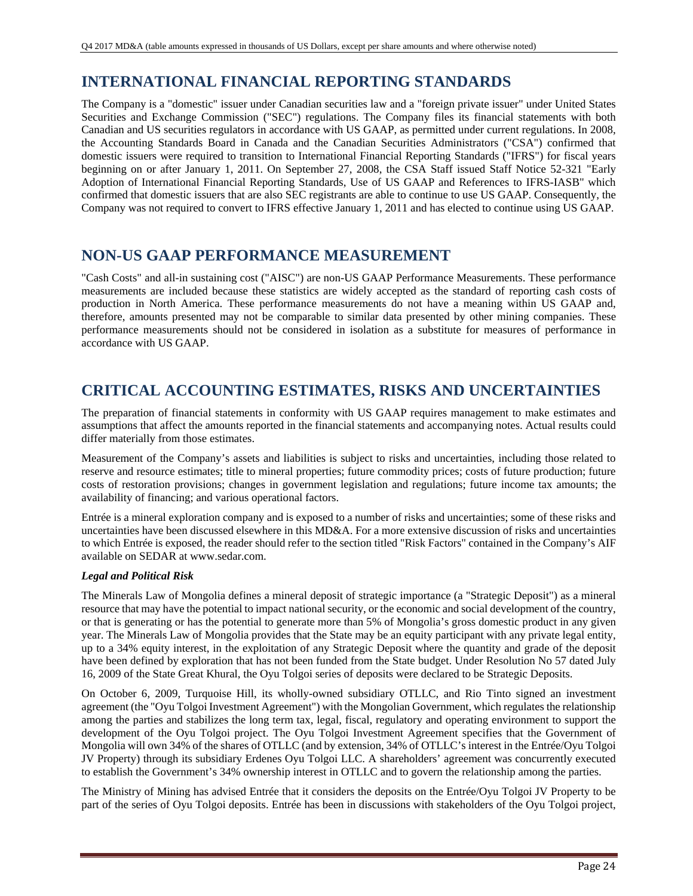## INTERNATIONAL FINANCIAL REPORTING STANDARDS

The Company is a "domestic" issuer under Canadian securities law and a "foreign private issuer" under United States Securities and Exchange Commission ("SEC") regulations. The Company files its financial statements with both Canadian and US securities regulators in accordance with US GAAP, as permitted under current regulations. In 2008, the Accounting Standards Board in Canada and the Canadian Securities Administrators ("CSA") confirmed that domestic issuers were required to transition to International Financial Reporting Standards ("IFRS") for fiscal years beginning on or after January 1, 2011. On September 27, 2008, the CSA Staff issued Staff Notice 52-321 "Early Adoption of International Financial Reporting Standards, Use of US GAAP and References to IFRS-IASB" which confirmed that domestic issuers that are also SEC registrants are able to continue to use US GAAP. Consequently, the Company was not required to convert to IFRS effective January 1, 2011 and has elected to continue using US GAAP.

## NON-US GAAP PERFORMANCE MEASUREMENT

"Cash Costs" and all-in sustaining cost ("AISC") are non-US GAAP Performance Measurements. These performance measurements are included because these statistics are widely accepted as the standard of reporting cash costs of production in North America. These performance measurements do not have a meaning within US GAAP and, therefore, amounts presented may not be comparable to similar data presented by other mining companies. These performance measurements should not be considered in isolation as a substitute for measures of performance in accordance with US GAAP.

## CRITICAL ACCOUNTING ESTIMATES, RISKS AND UNCERTAINTIES

The preparation of financial statements in conformity with US GAAP requires management to make estimates and assumptions that affect the amounts reported in the financial statements and accompanying notes. Actual results could differ materially from those estimates.

Measurement of the Company's assets and liabilities is subject to risks and uncertainties, including those related to reserve and resource estimates; title to mineral properties; future commodity prices; costs of future production; future costs of restoration provisions; changes in government legislation and regulations; future income tax amounts; the availability of financing; and various operational factors.

Entrée is a mineral exploration company and is exposed to a number of risks and uncertainties; some of these risks and uncertainties have been discussed elsewhere in this MD&A. For a more extensive discussion of risks and uncertainties to which Entrée is exposed, the reader should refer to the section titled "Risk Factors" contained in the Company's AIF available on SEDAR at www.sedar.com.

***Legal and Political Risk***

The Minerals Law of Mongolia defines a mineral deposit of strategic importance (a "Strategic Deposit") as a mineral resource that may have the potential to impact national security, or the economic and social development of the country, or that is generating or has the potential to generate more than 5% of Mongolia's gross domestic product in any given year. The Minerals Law of Mongolia provides that the State may be an equity participant with any private legal entity, up to a 34% equity interest, in the exploitation of any Strategic Deposit where the quantity and grade of the deposit have been defined by exploration that has not been funded from the State budget. Under Resolution No 57 dated July 16, 2009 of the State Great Khural, the Oyu Tolgoi series of deposits were declared to be Strategic Deposits.

On October 6, 2009, Turquoise Hill, its wholly-owned subsidiary OTLLC, and Rio Tinto signed an investment agreement (the "Oyu Tolgoi Investment Agreement") with the Mongolian Government, which regulates the relationship among the parties and stabilizes the long term tax, legal, fiscal, regulatory and operating environment to support the development of the Oyu Tolgoi project. The Oyu Tolgoi Investment Agreement specifies that the Government of Mongolia will own 34% of the shares of OTLLC (and by extension, 34% of OTLLC's interest in the Entrée/Oyu Tolgoi JV Property) through its subsidiary Erdenes Oyu Tolgoi LLC. A shareholders' agreement was concurrently executed to establish the Government's 34% ownership interest in OTLLC and to govern the relationship among the parties.

The Ministry of Mining has advised Entrée that it considers the deposits on the Entrée/Oyu Tolgoi JV Property to be part of the series of Oyu Tolgoi deposits. Entrée has been in discussions with stakeholders of the Oyu Tolgoi project,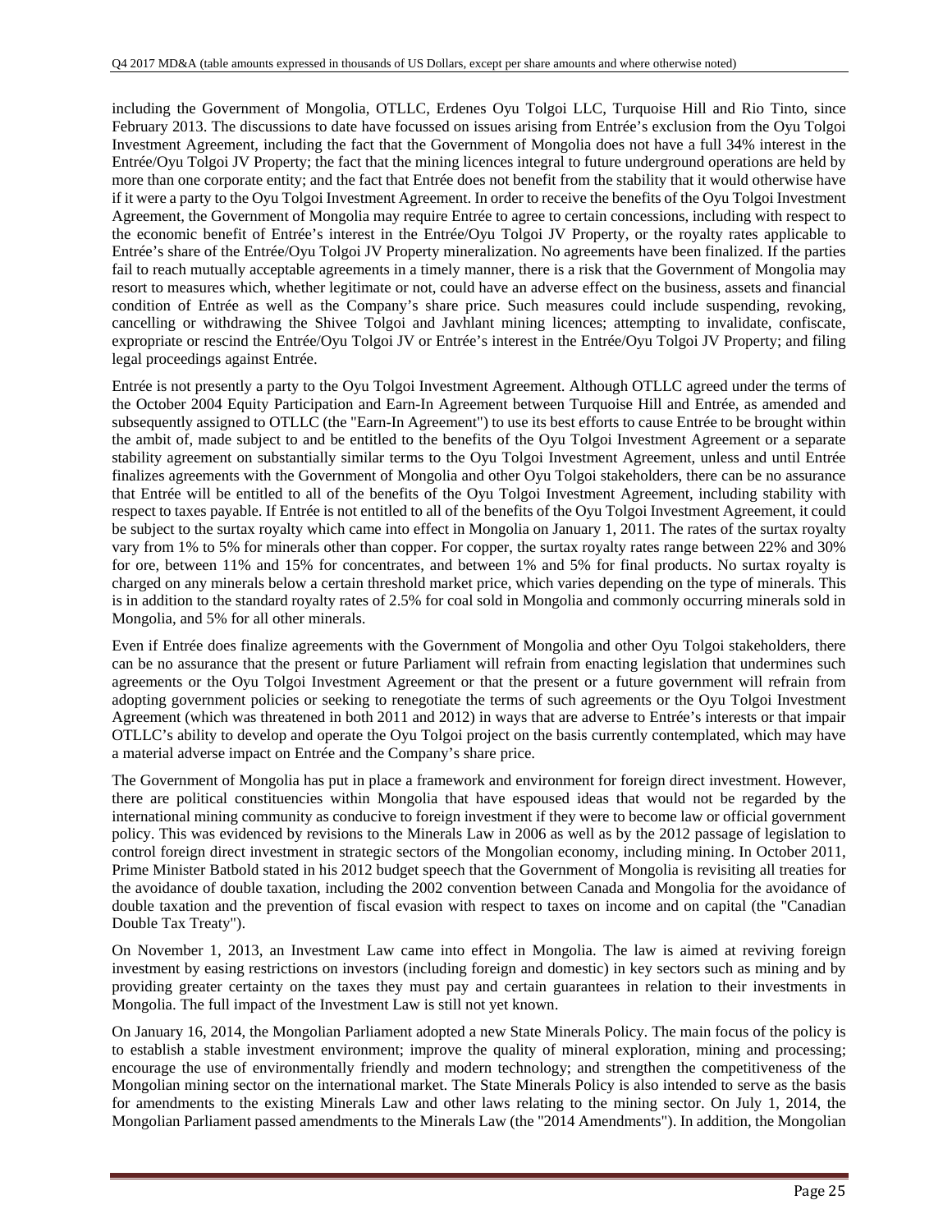including the Government of Mongolia, OTLLC, Erdenes Oyu Tolgoi LLC, Turquoise Hill and Rio Tinto, since February 2013. The discussions to date have focussed on issues arising from Entrée's exclusion from the Oyu Tolgoi Investment Agreement, including the fact that the Government of Mongolia does not have a full 34% interest in the Entrée/Oyu Tolgoi JV Property; the fact that the mining licences integral to future underground operations are held by more than one corporate entity; and the fact that Entrée does not benefit from the stability that it would otherwise have if it were a party to the Oyu Tolgoi Investment Agreement. In order to receive the benefits of the Oyu Tolgoi Investment Agreement, the Government of Mongolia may require Entrée to agree to certain concessions, including with respect to the economic benefit of Entrée's interest in the Entrée/Oyu Tolgoi JV Property, or the royalty rates applicable to Entrée's share of the Entrée/Oyu Tolgoi JV Property mineralization. No agreements have been finalized. If the parties fail to reach mutually acceptable agreements in a timely manner, there is a risk that the Government of Mongolia may resort to measures which, whether legitimate or not, could have an adverse effect on the business, assets and financial condition of Entrée as well as the Company's share price. Such measures could include suspending, revoking, cancelling or withdrawing the Shivee Tolgoi and Javhlant mining licences; attempting to invalidate, confiscate, expropriate or rescind the Entrée/Oyu Tolgoi JV or Entrée's interest in the Entrée/Oyu Tolgoi JV Property; and filing legal proceedings against Entrée.

Entrée is not presently a party to the Oyu Tolgoi Investment Agreement. Although OTLLC agreed under the terms of the October 2004 Equity Participation and Earn-In Agreement between Turquoise Hill and Entrée, as amended and subsequently assigned to OTLLC (the "Earn-In Agreement") to use its best efforts to cause Entrée to be brought within the ambit of, made subject to and be entitled to the benefits of the Oyu Tolgoi Investment Agreement or a separate stability agreement on substantially similar terms to the Oyu Tolgoi Investment Agreement, unless and until Entrée finalizes agreements with the Government of Mongolia and other Oyu Tolgoi stakeholders, there can be no assurance that Entrée will be entitled to all of the benefits of the Oyu Tolgoi Investment Agreement, including stability with respect to taxes payable. If Entrée is not entitled to all of the benefits of the Oyu Tolgoi Investment Agreement, it could be subject to the surtax royalty which came into effect in Mongolia on January 1, 2011. The rates of the surtax royalty vary from 1% to 5% for minerals other than copper. For copper, the surtax royalty rates range between 22% and 30% for ore, between 11% and 15% for concentrates, and between 1% and 5% for final products. No surtax royalty is charged on any minerals below a certain threshold market price, which varies depending on the type of minerals. This is in addition to the standard royalty rates of 2.5% for coal sold in Mongolia and commonly occurring minerals sold in Mongolia, and 5% for all other minerals.

Even if Entrée does finalize agreements with the Government of Mongolia and other Oyu Tolgoi stakeholders, there can be no assurance that the present or future Parliament will refrain from enacting legislation that undermines such agreements or the Oyu Tolgoi Investment Agreement or that the present or a future government will refrain from adopting government policies or seeking to renegotiate the terms of such agreements or the Oyu Tolgoi Investment Agreement (which was threatened in both 2011 and 2012) in ways that are adverse to Entrée's interests or that impair OTLLC's ability to develop and operate the Oyu Tolgoi project on the basis currently contemplated, which may have a material adverse impact on Entrée and the Company's share price.

The Government of Mongolia has put in place a framework and environment for foreign direct investment. However, there are political constituencies within Mongolia that have espoused ideas that would not be regarded by the international mining community as conducive to foreign investment if they were to become law or official government policy. This was evidenced by revisions to the Minerals Law in 2006 as well as by the 2012 passage of legislation to control foreign direct investment in strategic sectors of the Mongolian economy, including mining. In October 2011, Prime Minister Batbold stated in his 2012 budget speech that the Government of Mongolia is revisiting all treaties for the avoidance of double taxation, including the 2002 convention between Canada and Mongolia for the avoidance of double taxation and the prevention of fiscal evasion with respect to taxes on income and on capital (the "Canadian Double Tax Treaty").

On November 1, 2013, an Investment Law came into effect in Mongolia. The law is aimed at reviving foreign investment by easing restrictions on investors (including foreign and domestic) in key sectors such as mining and by providing greater certainty on the taxes they must pay and certain guarantees in relation to their investments in Mongolia. The full impact of the Investment Law is still not yet known.

On January 16, 2014, the Mongolian Parliament adopted a new State Minerals Policy. The main focus of the policy is to establish a stable investment environment; improve the quality of mineral exploration, mining and processing; encourage the use of environmentally friendly and modern technology; and strengthen the competitiveness of the Mongolian mining sector on the international market. The State Minerals Policy is also intended to serve as the basis for amendments to the existing Minerals Law and other laws relating to the mining sector. On July 1, 2014, the Mongolian Parliament passed amendments to the Minerals Law (the "2014 Amendments"). In addition, the Mongolian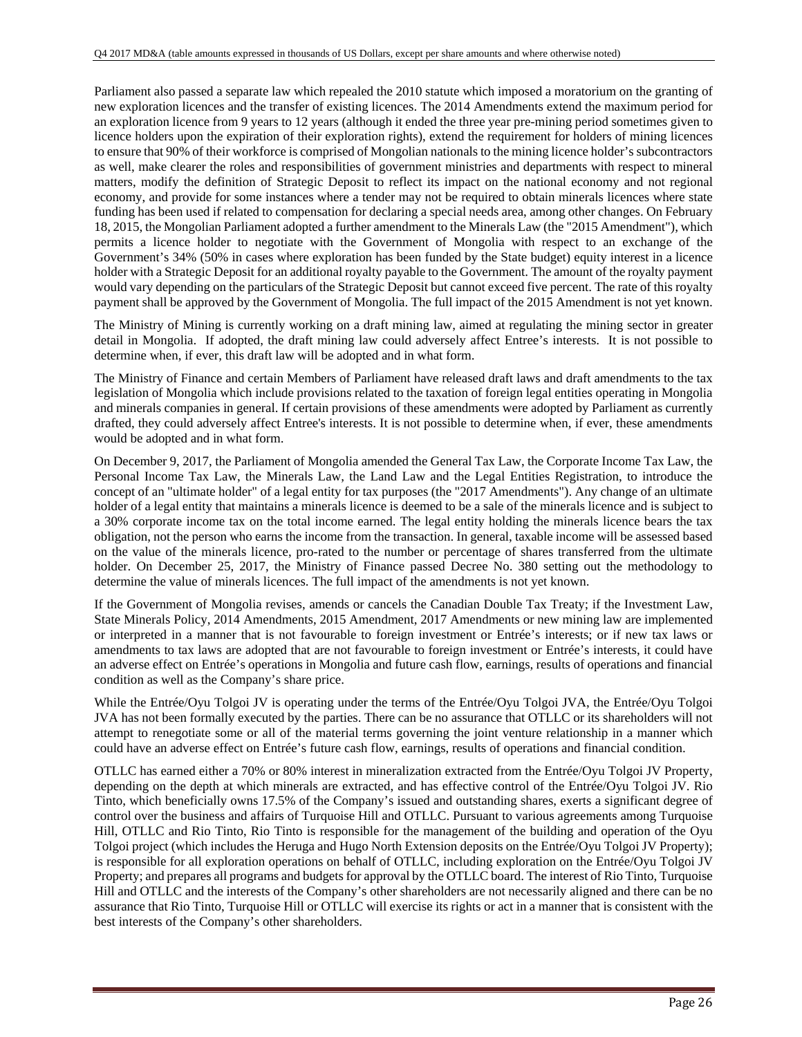Parliament also passed a separate law which repealed the 2010 statute which imposed a moratorium on the granting of new exploration licences and the transfer of existing licences. The 2014 Amendments extend the maximum period for an exploration licence from 9 years to 12 years (although it ended the three year pre-mining period sometimes given to licence holders upon the expiration of their exploration rights), extend the requirement for holders of mining licences to ensure that 90% of their workforce is comprised of Mongolian nationals to the mining licence holder's subcontractors as well, make clearer the roles and responsibilities of government ministries and departments with respect to mineral matters, modify the definition of Strategic Deposit to reflect its impact on the national economy and not regional economy, and provide for some instances where a tender may not be required to obtain minerals licences where state funding has been used if related to compensation for declaring a special needs area, among other changes. On February 18, 2015, the Mongolian Parliament adopted a further amendment to the Minerals Law (the "2015 Amendment"), which permits a licence holder to negotiate with the Government of Mongolia with respect to an exchange of the Government's 34% (50% in cases where exploration has been funded by the State budget) equity interest in a licence holder with a Strategic Deposit for an additional royalty payable to the Government. The amount of the royalty payment would vary depending on the particulars of the Strategic Deposit but cannot exceed five percent. The rate of this royalty payment shall be approved by the Government of Mongolia. The full impact of the 2015 Amendment is not yet known.

The Ministry of Mining is currently working on a draft mining law, aimed at regulating the mining sector in greater detail in Mongolia. If adopted, the draft mining law could adversely affect Entree's interests. It is not possible to determine when, if ever, this draft law will be adopted and in what form.

The Ministry of Finance and certain Members of Parliament have released draft laws and draft amendments to the tax legislation of Mongolia which include provisions related to the taxation of foreign legal entities operating in Mongolia and minerals companies in general. If certain provisions of these amendments were adopted by Parliament as currently drafted, they could adversely affect Entree's interests. It is not possible to determine when, if ever, these amendments would be adopted and in what form.

On December 9, 2017, the Parliament of Mongolia amended the General Tax Law, the Corporate Income Tax Law, the Personal Income Tax Law, the Minerals Law, the Land Law and the Legal Entities Registration, to introduce the concept of an "ultimate holder" of a legal entity for tax purposes (the "2017 Amendments"). Any change of an ultimate holder of a legal entity that maintains a minerals licence is deemed to be a sale of the minerals licence and is subject to a 30% corporate income tax on the total income earned. The legal entity holding the minerals licence bears the tax obligation, not the person who earns the income from the transaction. In general, taxable income will be assessed based on the value of the minerals licence, pro-rated to the number or percentage of shares transferred from the ultimate holder. On December 25, 2017, the Ministry of Finance passed Decree No. 380 setting out the methodology to determine the value of minerals licences. The full impact of the amendments is not yet known.

If the Government of Mongolia revises, amends or cancels the Canadian Double Tax Treaty; if the Investment Law, State Minerals Policy, 2014 Amendments, 2015 Amendment, 2017 Amendments or new mining law are implemented or interpreted in a manner that is not favourable to foreign investment or Entrée's interests; or if new tax laws or amendments to tax laws are adopted that are not favourable to foreign investment or Entrée's interests, it could have an adverse effect on Entrée's operations in Mongolia and future cash flow, earnings, results of operations and financial condition as well as the Company's share price.

While the Entrée/Oyu Tolgoi JV is operating under the terms of the Entrée/Oyu Tolgoi JVA, the Entrée/Oyu Tolgoi JVA has not been formally executed by the parties. There can be no assurance that OTLLC or its shareholders will not attempt to renegotiate some or all of the material terms governing the joint venture relationship in a manner which could have an adverse effect on Entrée's future cash flow, earnings, results of operations and financial condition.

OTLLC has earned either a 70% or 80% interest in mineralization extracted from the Entrée/Oyu Tolgoi JV Property, depending on the depth at which minerals are extracted, and has effective control of the Entrée/Oyu Tolgoi JV. Rio Tinto, which beneficially owns 17.5% of the Company's issued and outstanding shares, exerts a significant degree of control over the business and affairs of Turquoise Hill and OTLLC. Pursuant to various agreements among Turquoise Hill, OTLLC and Rio Tinto, Rio Tinto is responsible for the management of the building and operation of the Oyu Tolgoi project (which includes the Heruga and Hugo North Extension deposits on the Entrée/Oyu Tolgoi JV Property); is responsible for all exploration operations on behalf of OTLLC, including exploration on the Entrée/Oyu Tolgoi JV Property; and prepares all programs and budgets for approval by the OTLLC board. The interest of Rio Tinto, Turquoise Hill and OTLLC and the interests of the Company's other shareholders are not necessarily aligned and there can be no assurance that Rio Tinto, Turquoise Hill or OTLLC will exercise its rights or act in a manner that is consistent with the best interests of the Company's other shareholders.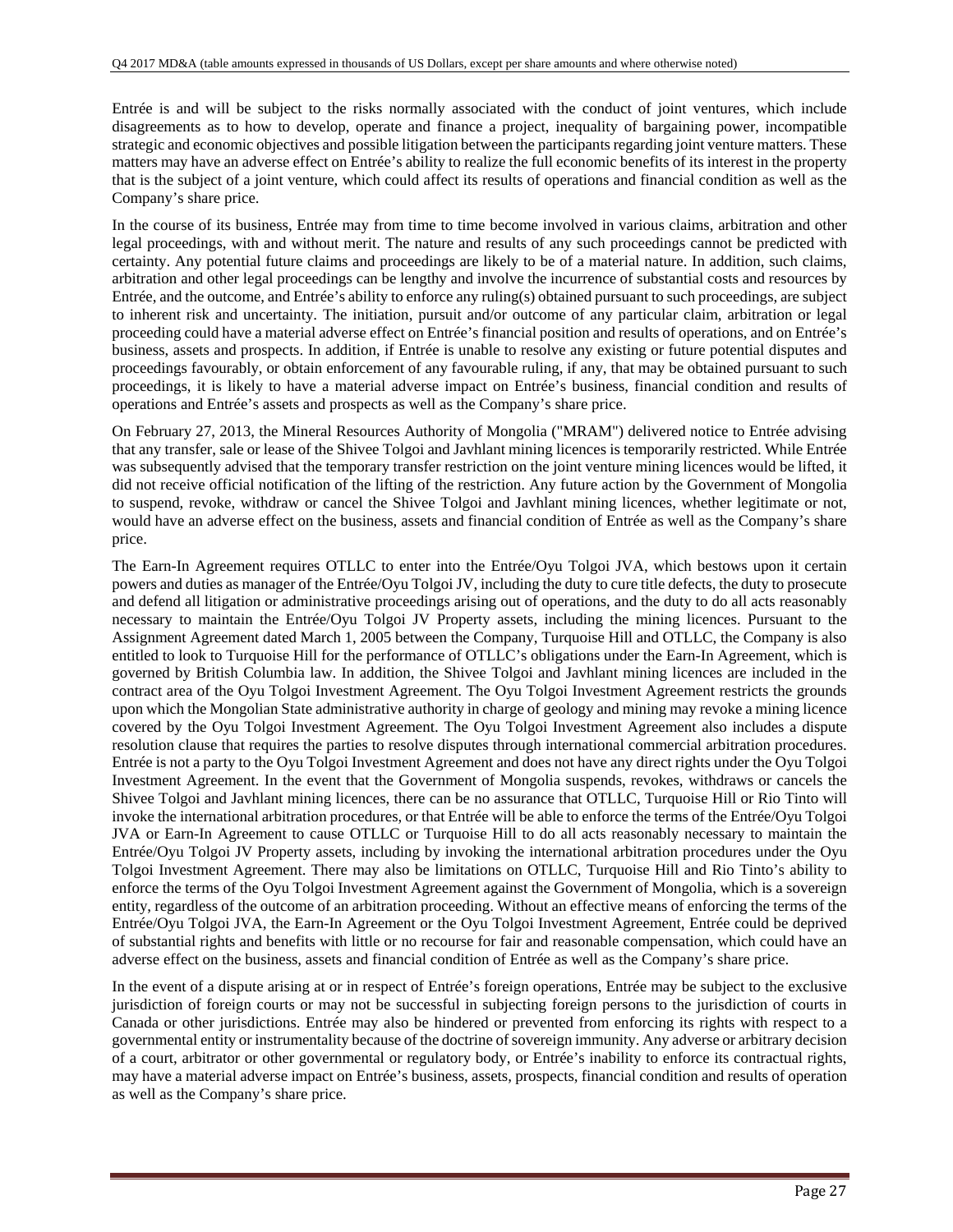Entrée is and will be subject to the risks normally associated with the conduct of joint ventures, which include disagreements as to how to develop, operate and finance a project, inequality of bargaining power, incompatible strategic and economic objectives and possible litigation between the participants regarding joint venture matters. These matters may have an adverse effect on Entrée's ability to realize the full economic benefits of its interest in the property that is the subject of a joint venture, which could affect its results of operations and financial condition as well as the Company's share price.

In the course of its business, Entrée may from time to time become involved in various claims, arbitration and other legal proceedings, with and without merit. The nature and results of any such proceedings cannot be predicted with certainty. Any potential future claims and proceedings are likely to be of a material nature. In addition, such claims, arbitration and other legal proceedings can be lengthy and involve the incurrence of substantial costs and resources by Entrée, and the outcome, and Entrée's ability to enforce any ruling(s) obtained pursuant to such proceedings, are subject to inherent risk and uncertainty. The initiation, pursuit and/or outcome of any particular claim, arbitration or legal proceeding could have a material adverse effect on Entrée's financial position and results of operations, and on Entrée's business, assets and prospects. In addition, if Entrée is unable to resolve any existing or future potential disputes and proceedings favourably, or obtain enforcement of any favourable ruling, if any, that may be obtained pursuant to such proceedings, it is likely to have a material adverse impact on Entrée's business, financial condition and results of operations and Entrée's assets and prospects as well as the Company's share price.

On February 27, 2013, the Mineral Resources Authority of Mongolia ("MRAM") delivered notice to Entrée advising that any transfer, sale or lease of the Shivee Tolgoi and Javhlant mining licences is temporarily restricted. While Entrée was subsequently advised that the temporary transfer restriction on the joint venture mining licences would be lifted, it did not receive official notification of the lifting of the restriction. Any future action by the Government of Mongolia to suspend, revoke, withdraw or cancel the Shivee Tolgoi and Javhlant mining licences, whether legitimate or not, would have an adverse effect on the business, assets and financial condition of Entrée as well as the Company's share price.

The Earn-In Agreement requires OTLLC to enter into the Entrée/Oyu Tolgoi JVA, which bestows upon it certain powers and duties as manager of the Entrée/Oyu Tolgoi JV, including the duty to cure title defects, the duty to prosecute and defend all litigation or administrative proceedings arising out of operations, and the duty to do all acts reasonably necessary to maintain the Entrée/Oyu Tolgoi JV Property assets, including the mining licences. Pursuant to the Assignment Agreement dated March 1, 2005 between the Company, Turquoise Hill and OTLLC, the Company is also entitled to look to Turquoise Hill for the performance of OTLLC's obligations under the Earn-In Agreement, which is governed by British Columbia law. In addition, the Shivee Tolgoi and Javhlant mining licences are included in the contract area of the Oyu Tolgoi Investment Agreement. The Oyu Tolgoi Investment Agreement restricts the grounds upon which the Mongolian State administrative authority in charge of geology and mining may revoke a mining licence covered by the Oyu Tolgoi Investment Agreement. The Oyu Tolgoi Investment Agreement also includes a dispute resolution clause that requires the parties to resolve disputes through international commercial arbitration procedures. Entrée is not a party to the Oyu Tolgoi Investment Agreement and does not have any direct rights under the Oyu Tolgoi Investment Agreement. In the event that the Government of Mongolia suspends, revokes, withdraws or cancels the Shivee Tolgoi and Javhlant mining licences, there can be no assurance that OTLLC, Turquoise Hill or Rio Tinto will invoke the international arbitration procedures, or that Entrée will be able to enforce the terms of the Entrée/Oyu Tolgoi JVA or Earn-In Agreement to cause OTLLC or Turquoise Hill to do all acts reasonably necessary to maintain the Entrée/Oyu Tolgoi JV Property assets, including by invoking the international arbitration procedures under the Oyu Tolgoi Investment Agreement. There may also be limitations on OTLLC, Turquoise Hill and Rio Tinto's ability to enforce the terms of the Oyu Tolgoi Investment Agreement against the Government of Mongolia, which is a sovereign entity, regardless of the outcome of an arbitration proceeding. Without an effective means of enforcing the terms of the Entrée/Oyu Tolgoi JVA, the Earn-In Agreement or the Oyu Tolgoi Investment Agreement, Entrée could be deprived of substantial rights and benefits with little or no recourse for fair and reasonable compensation, which could have an adverse effect on the business, assets and financial condition of Entrée as well as the Company's share price.

In the event of a dispute arising at or in respect of Entrée's foreign operations, Entrée may be subject to the exclusive jurisdiction of foreign courts or may not be successful in subjecting foreign persons to the jurisdiction of courts in Canada or other jurisdictions. Entrée may also be hindered or prevented from enforcing its rights with respect to a governmental entity or instrumentality because of the doctrine of sovereign immunity. Any adverse or arbitrary decision of a court, arbitrator or other governmental or regulatory body, or Entrée's inability to enforce its contractual rights, may have a material adverse impact on Entrée's business, assets, prospects, financial condition and results of operation as well as the Company's share price.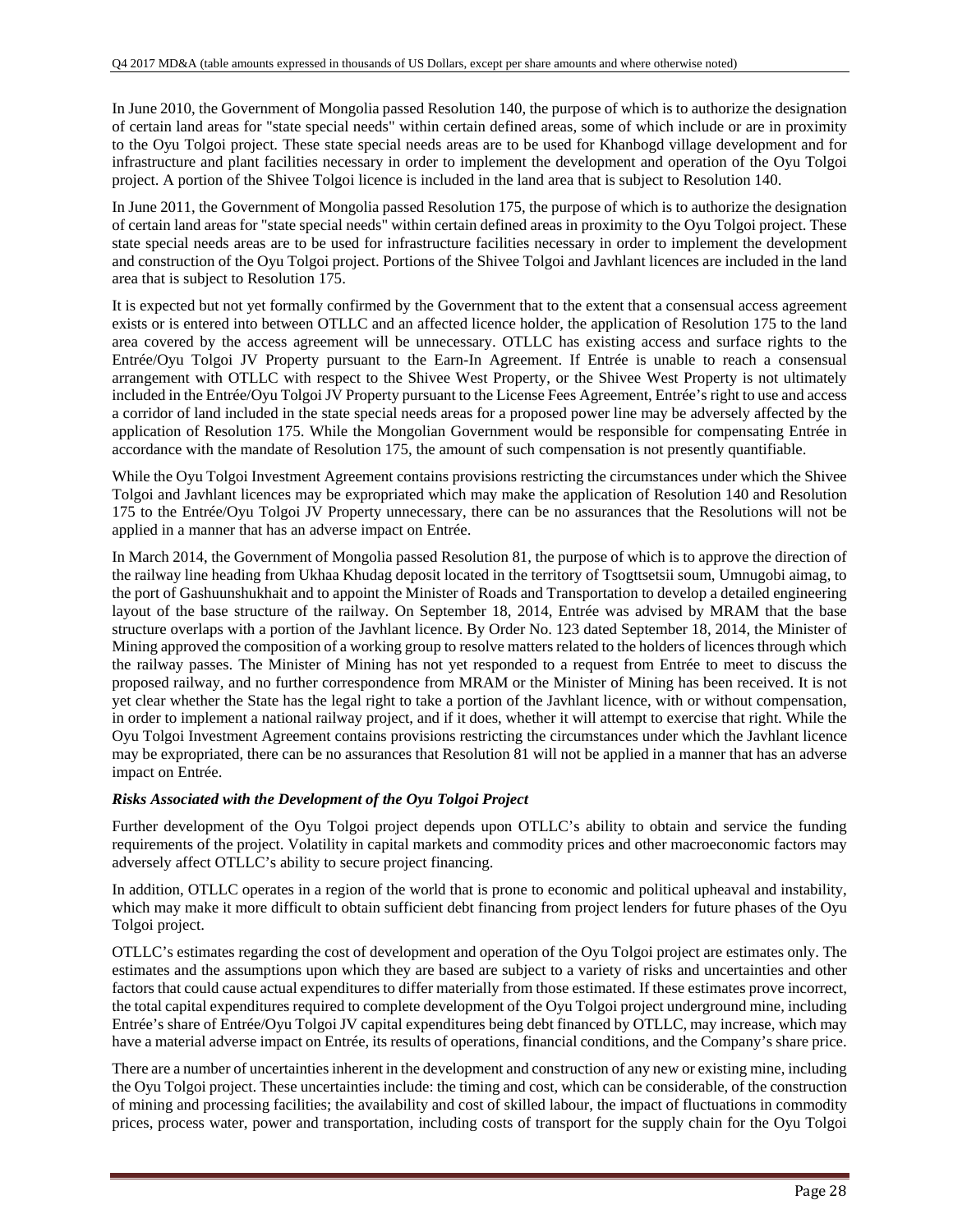In June 2010, the Government of Mongolia passed Resolution 140, the purpose of which is to authorize the designation of certain land areas for "state special needs" within certain defined areas, some of which include or are in proximity to the Oyu Tolgoi project. These state special needs areas are to be used for Khanbogd village development and for infrastructure and plant facilities necessary in order to implement the development and operation of the Oyu Tolgoi project. A portion of the Shivee Tolgoi licence is included in the land area that is subject to Resolution 140.

In June 2011, the Government of Mongolia passed Resolution 175, the purpose of which is to authorize the designation of certain land areas for "state special needs" within certain defined areas in proximity to the Oyu Tolgoi project. These state special needs areas are to be used for infrastructure facilities necessary in order to implement the development and construction of the Oyu Tolgoi project. Portions of the Shivee Tolgoi and Javhlant licences are included in the land area that is subject to Resolution 175.

It is expected but not yet formally confirmed by the Government that to the extent that a consensual access agreement exists or is entered into between OTLLC and an affected licence holder, the application of Resolution 175 to the land area covered by the access agreement will be unnecessary. OTLLC has existing access and surface rights to the Entrée/Oyu Tolgoi JV Property pursuant to the Earn-In Agreement. If Entrée is unable to reach a consensual arrangement with OTLLC with respect to the Shivee West Property, or the Shivee West Property is not ultimately included in the Entrée/Oyu Tolgoi JV Property pursuant to the License Fees Agreement, Entrée's right to use and access a corridor of land included in the state special needs areas for a proposed power line may be adversely affected by the application of Resolution 175. While the Mongolian Government would be responsible for compensating Entrée in accordance with the mandate of Resolution 175, the amount of such compensation is not presently quantifiable.

While the Oyu Tolgoi Investment Agreement contains provisions restricting the circumstances under which the Shivee Tolgoi and Javhlant licences may be expropriated which may make the application of Resolution 140 and Resolution 175 to the Entrée/Oyu Tolgoi JV Property unnecessary, there can be no assurances that the Resolutions will not be applied in a manner that has an adverse impact on Entrée.

In March 2014, the Government of Mongolia passed Resolution 81, the purpose of which is to approve the direction of the railway line heading from Ukhaa Khudag deposit located in the territory of Tsogttsetsii soum, Umnugobi aimag, to the port of Gashuunshukhait and to appoint the Minister of Roads and Transportation to develop a detailed engineering layout of the base structure of the railway. On September 18, 2014, Entrée was advised by MRAM that the base structure overlaps with a portion of the Javhlant licence. By Order No. 123 dated September 18, 2014, the Minister of Mining approved the composition of a working group to resolve matters related to the holders of licences through which the railway passes. The Minister of Mining has not yet responded to a request from Entrée to meet to discuss the proposed railway, and no further correspondence from MRAM or the Minister of Mining has been received. It is not yet clear whether the State has the legal right to take a portion of the Javhlant licence, with or without compensation, in order to implement a national railway project, and if it does, whether it will attempt to exercise that right. While the Oyu Tolgoi Investment Agreement contains provisions restricting the circumstances under which the Javhlant licence may be expropriated, there can be no assurances that Resolution 81 will not be applied in a manner that has an adverse impact on Entrée.

***Risks Associated with the Development of the Oyu Tolgoi Project***

Further development of the Oyu Tolgoi project depends upon OTLLC's ability to obtain and service the funding requirements of the project. Volatility in capital markets and commodity prices and other macroeconomic factors may adversely affect OTLLC's ability to secure project financing.

In addition, OTLLC operates in a region of the world that is prone to economic and political upheaval and instability, which may make it more difficult to obtain sufficient debt financing from project lenders for future phases of the Oyu Tolgoi project.

OTLLC's estimates regarding the cost of development and operation of the Oyu Tolgoi project are estimates only. The estimates and the assumptions upon which they are based are subject to a variety of risks and uncertainties and other factors that could cause actual expenditures to differ materially from those estimated. If these estimates prove incorrect, the total capital expenditures required to complete development of the Oyu Tolgoi project underground mine, including Entrée's share of Entrée/Oyu Tolgoi JV capital expenditures being debt financed by OTLLC, may increase, which may have a material adverse impact on Entrée, its results of operations, financial conditions, and the Company's share price.

There are a number of uncertainties inherent in the development and construction of any new or existing mine, including the Oyu Tolgoi project. These uncertainties include: the timing and cost, which can be considerable, of the construction of mining and processing facilities; the availability and cost of skilled labour, the impact of fluctuations in commodity prices, process water, power and transportation, including costs of transport for the supply chain for the Oyu Tolgoi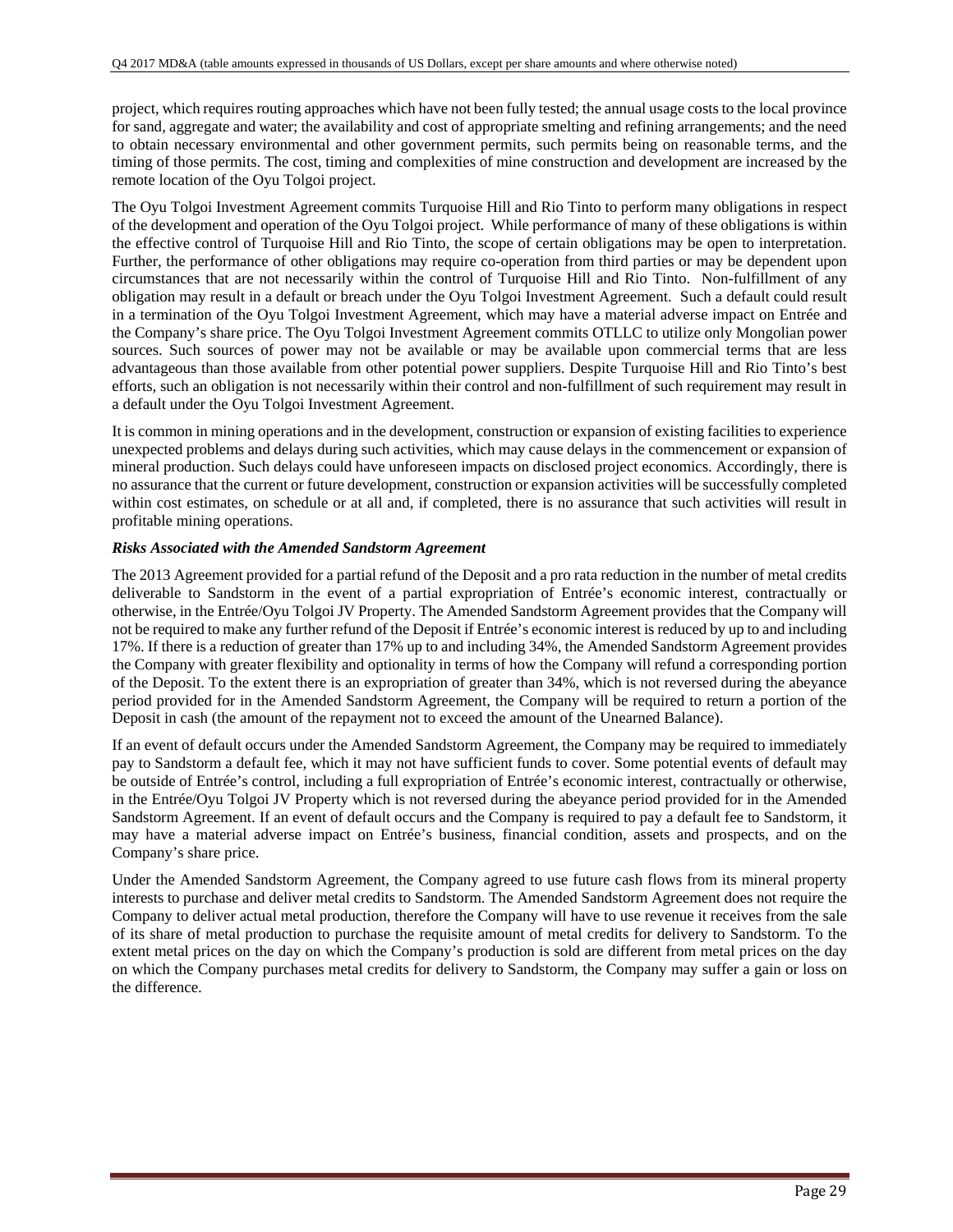project, which requires routing approaches which have not been fully tested; the annual usage costs to the local province for sand, aggregate and water; the availability and cost of appropriate smelting and refining arrangements; and the need to obtain necessary environmental and other government permits, such permits being on reasonable terms, and the timing of those permits. The cost, timing and complexities of mine construction and development are increased by the remote location of the Oyu Tolgoi project.

The Oyu Tolgoi Investment Agreement commits Turquoise Hill and Rio Tinto to perform many obligations in respect of the development and operation of the Oyu Tolgoi project. While performance of many of these obligations is within the effective control of Turquoise Hill and Rio Tinto, the scope of certain obligations may be open to interpretation. Further, the performance of other obligations may require co-operation from third parties or may be dependent upon circumstances that are not necessarily within the control of Turquoise Hill and Rio Tinto. Non-fulfillment of any obligation may result in a default or breach under the Oyu Tolgoi Investment Agreement. Such a default could result in a termination of the Oyu Tolgoi Investment Agreement, which may have a material adverse impact on Entrée and the Company's share price. The Oyu Tolgoi Investment Agreement commits OTLLC to utilize only Mongolian power sources. Such sources of power may not be available or may be available upon commercial terms that are less advantageous than those available from other potential power suppliers. Despite Turquoise Hill and Rio Tinto's best efforts, such an obligation is not necessarily within their control and non-fulfillment of such requirement may result in a default under the Oyu Tolgoi Investment Agreement.

It is common in mining operations and in the development, construction or expansion of existing facilities to experience unexpected problems and delays during such activities, which may cause delays in the commencement or expansion of mineral production. Such delays could have unforeseen impacts on disclosed project economics. Accordingly, there is no assurance that the current or future development, construction or expansion activities will be successfully completed within cost estimates, on schedule or at all and, if completed, there is no assurance that such activities will result in profitable mining operations.

***Risks Associated with the Amended Sandstorm Agreement***

The 2013 Agreement provided for a partial refund of the Deposit and a pro rata reduction in the number of metal credits deliverable to Sandstorm in the event of a partial expropriation of Entrée's economic interest, contractually or otherwise, in the Entrée/Oyu Tolgoi JV Property. The Amended Sandstorm Agreement provides that the Company will not be required to make any further refund of the Deposit if Entrée's economic interest is reduced by up to and including 17%. If there is a reduction of greater than 17% up to and including 34%, the Amended Sandstorm Agreement provides the Company with greater flexibility and optionality in terms of how the Company will refund a corresponding portion of the Deposit. To the extent there is an expropriation of greater than 34%, which is not reversed during the abeyance period provided for in the Amended Sandstorm Agreement, the Company will be required to return a portion of the Deposit in cash (the amount of the repayment not to exceed the amount of the Unearned Balance).

If an event of default occurs under the Amended Sandstorm Agreement, the Company may be required to immediately pay to Sandstorm a default fee, which it may not have sufficient funds to cover. Some potential events of default may be outside of Entrée's control, including a full expropriation of Entrée's economic interest, contractually or otherwise, in the Entrée/Oyu Tolgoi JV Property which is not reversed during the abeyance period provided for in the Amended Sandstorm Agreement. If an event of default occurs and the Company is required to pay a default fee to Sandstorm, it may have a material adverse impact on Entrée's business, financial condition, assets and prospects, and on the Company's share price.

Under the Amended Sandstorm Agreement, the Company agreed to use future cash flows from its mineral property interests to purchase and deliver metal credits to Sandstorm. The Amended Sandstorm Agreement does not require the Company to deliver actual metal production, therefore the Company will have to use revenue it receives from the sale of its share of metal production to purchase the requisite amount of metal credits for delivery to Sandstorm. To the extent metal prices on the day on which the Company's production is sold are different from metal prices on the day on which the Company purchases metal credits for delivery to Sandstorm, the Company may suffer a gain or loss on the difference.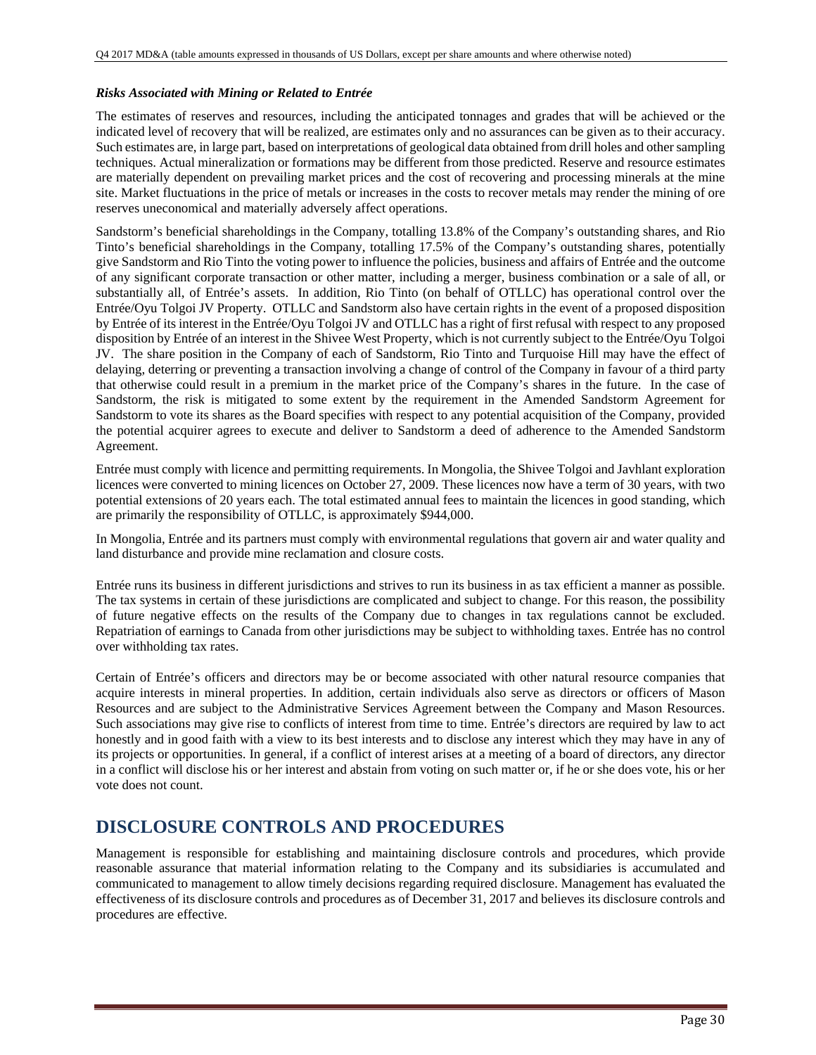### *Risks Associated with Mining or Related to Entrée*

The estimates of reserves and resources, including the anticipated tonnages and grades that will be achieved or the indicated level of recovery that will be realized, are estimates only and no assurances can be given as to their accuracy. Such estimates are, in large part, based on interpretations of geological data obtained from drill holes and other sampling techniques. Actual mineralization or formations may be different from those predicted. Reserve and resource estimates are materially dependent on prevailing market prices and the cost of recovering and processing minerals at the mine site. Market fluctuations in the price of metals or increases in the costs to recover metals may render the mining of ore reserves uneconomical and materially adversely affect operations.

Sandstorm's beneficial shareholdings in the Company, totalling 13.8% of the Company's outstanding shares, and Rio Tinto's beneficial shareholdings in the Company, totalling 17.5% of the Company's outstanding shares, potentially give Sandstorm and Rio Tinto the voting power to influence the policies, business and affairs of Entrée and the outcome of any significant corporate transaction or other matter, including a merger, business combination or a sale of all, or substantially all, of Entrée's assets. In addition, Rio Tinto (on behalf of OTLLC) has operational control over the Entrée/Oyu Tolgoi JV Property. OTLLC and Sandstorm also have certain rights in the event of a proposed disposition by Entrée of its interest in the Entrée/Oyu Tolgoi JV and OTLLC has a right of first refusal with respect to any proposed disposition by Entrée of an interest in the Shivee West Property, which is not currently subject to the Entrée/Oyu Tolgoi JV. The share position in the Company of each of Sandstorm, Rio Tinto and Turquoise Hill may have the effect of delaying, deterring or preventing a transaction involving a change of control of the Company in favour of a third party that otherwise could result in a premium in the market price of the Company's shares in the future. In the case of Sandstorm, the risk is mitigated to some extent by the requirement in the Amended Sandstorm Agreement for Sandstorm to vote its shares as the Board specifies with respect to any potential acquisition of the Company, provided the potential acquirer agrees to execute and deliver to Sandstorm a deed of adherence to the Amended Sandstorm Agreement.

Entrée must comply with licence and permitting requirements. In Mongolia, the Shivee Tolgoi and Javhlant exploration licences were converted to mining licences on October 27, 2009. These licences now have a term of 30 years, with two potential extensions of 20 years each. The total estimated annual fees to maintain the licences in good standing, which are primarily the responsibility of OTLLC, is approximately $944,000.

In Mongolia, Entrée and its partners must comply with environmental regulations that govern air and water quality and land disturbance and provide mine reclamation and closure costs.

Entrée runs its business in different jurisdictions and strives to run its business in as tax efficient a manner as possible. The tax systems in certain of these jurisdictions are complicated and subject to change. For this reason, the possibility of future negative effects on the results of the Company due to changes in tax regulations cannot be excluded. Repatriation of earnings to Canada from other jurisdictions may be subject to withholding taxes. Entrée has no control over withholding tax rates.

Certain of Entrée's officers and directors may be or become associated with other natural resource companies that acquire interests in mineral properties. In addition, certain individuals also serve as directors or officers of Mason Resources and are subject to the Administrative Services Agreement between the Company and Mason Resources. Such associations may give rise to conflicts of interest from time to time. Entrée's directors are required by law to act honestly and in good faith with a view to its best interests and to disclose any interest which they may have in any of its projects or opportunities. In general, if a conflict of interest arises at a meeting of a board of directors, any director in a conflict will disclose his or her interest and abstain from voting on such matter or, if he or she does vote, his or her vote does not count.

## DISCLOSURE CONTROLS AND PROCEDURES

Management is responsible for establishing and maintaining disclosure controls and procedures, which provide reasonable assurance that material information relating to the Company and its subsidiaries is accumulated and communicated to management to allow timely decisions regarding required disclosure. Management has evaluated the effectiveness of its disclosure controls and procedures as of December 31, 2017 and believes its disclosure controls and procedures are effective.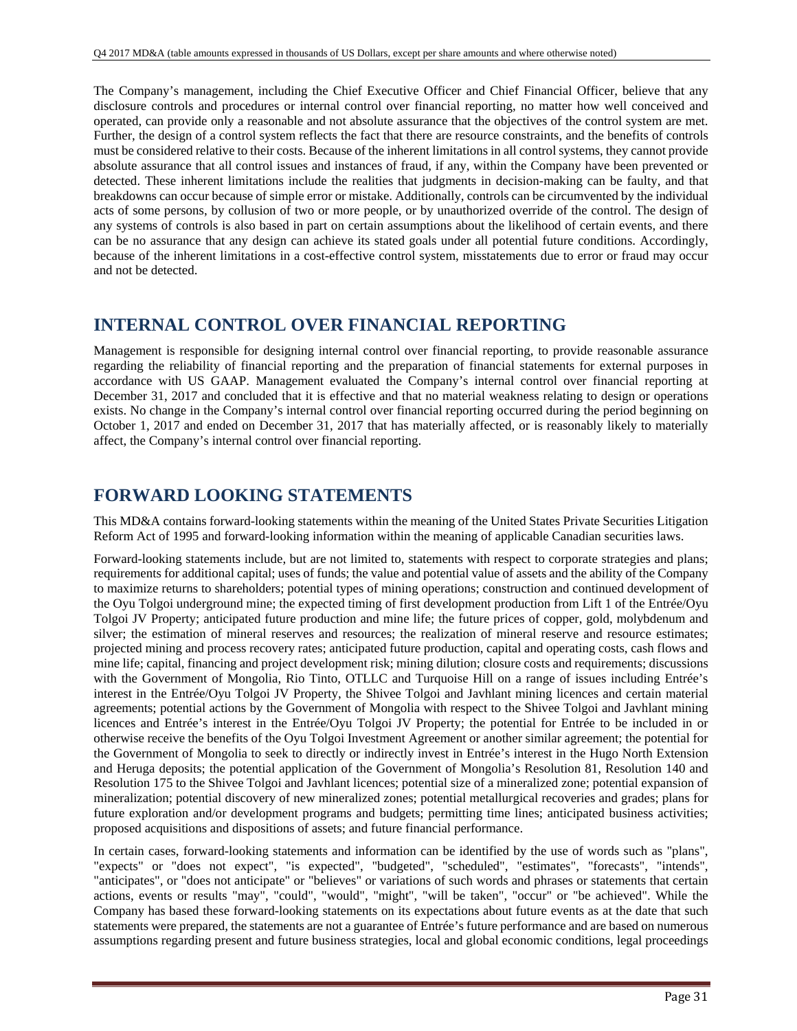The Company's management, including the Chief Executive Officer and Chief Financial Officer, believe that any disclosure controls and procedures or internal control over financial reporting, no matter how well conceived and operated, can provide only a reasonable and not absolute assurance that the objectives of the control system are met. Further, the design of a control system reflects the fact that there are resource constraints, and the benefits of controls must be considered relative to their costs. Because of the inherent limitations in all control systems, they cannot provide absolute assurance that all control issues and instances of fraud, if any, within the Company have been prevented or detected. These inherent limitations include the realities that judgments in decision-making can be faulty, and that breakdowns can occur because of simple error or mistake. Additionally, controls can be circumvented by the individual acts of some persons, by collusion of two or more people, or by unauthorized override of the control. The design of any systems of controls is also based in part on certain assumptions about the likelihood of certain events, and there can be no assurance that any design can achieve its stated goals under all potential future conditions. Accordingly, because of the inherent limitations in a cost-effective control system, misstatements due to error or fraud may occur and not be detected.

## INTERNAL CONTROL OVER FINANCIAL REPORTING

Management is responsible for designing internal control over financial reporting, to provide reasonable assurance regarding the reliability of financial reporting and the preparation of financial statements for external purposes in accordance with US GAAP. Management evaluated the Company's internal control over financial reporting at December 31, 2017 and concluded that it is effective and that no material weakness relating to design or operations exists. No change in the Company's internal control over financial reporting occurred during the period beginning on October 1, 2017 and ended on December 31, 2017 that has materially affected, or is reasonably likely to materially affect, the Company's internal control over financial reporting.

## FORWARD LOOKING STATEMENTS

This MD&A contains forward-looking statements within the meaning of the United States Private Securities Litigation Reform Act of 1995 and forward-looking information within the meaning of applicable Canadian securities laws.

Forward-looking statements include, but are not limited to, statements with respect to corporate strategies and plans; requirements for additional capital; uses of funds; the value and potential value of assets and the ability of the Company to maximize returns to shareholders; potential types of mining operations; construction and continued development of the Oyu Tolgoi underground mine; the expected timing of first development production from Lift 1 of the Entrée/Oyu Tolgoi JV Property; anticipated future production and mine life; the future prices of copper, gold, molybdenum and silver; the estimation of mineral reserves and resources; the realization of mineral reserve and resource estimates; projected mining and process recovery rates; anticipated future production, capital and operating costs, cash flows and mine life; capital, financing and project development risk; mining dilution; closure costs and requirements; discussions with the Government of Mongolia, Rio Tinto, OTLLC and Turquoise Hill on a range of issues including Entrée's interest in the Entrée/Oyu Tolgoi JV Property, the Shivee Tolgoi and Javhlant mining licences and certain material agreements; potential actions by the Government of Mongolia with respect to the Shivee Tolgoi and Javhlant mining licences and Entrée's interest in the Entrée/Oyu Tolgoi JV Property; the potential for Entrée to be included in or otherwise receive the benefits of the Oyu Tolgoi Investment Agreement or another similar agreement; the potential for the Government of Mongolia to seek to directly or indirectly invest in Entrée's interest in the Hugo North Extension and Heruga deposits; the potential application of the Government of Mongolia's Resolution 81, Resolution 140 and Resolution 175 to the Shivee Tolgoi and Javhlant licences; potential size of a mineralized zone; potential expansion of mineralization; potential discovery of new mineralized zones; potential metallurgical recoveries and grades; plans for future exploration and/or development programs and budgets; permitting time lines; anticipated business activities; proposed acquisitions and dispositions of assets; and future financial performance.

In certain cases, forward-looking statements and information can be identified by the use of words such as "plans", "expects" or "does not expect", "is expected", "budgeted", "scheduled", "estimates", "forecasts", "intends", "anticipates", or "does not anticipate" or "believes" or variations of such words and phrases or statements that certain actions, events or results "may", "could", "would", "might", "will be taken", "occur" or "be achieved". While the Company has based these forward-looking statements on its expectations about future events as at the date that such statements were prepared, the statements are not a guarantee of Entrée's future performance and are based on numerous assumptions regarding present and future business strategies, local and global economic conditions, legal proceedings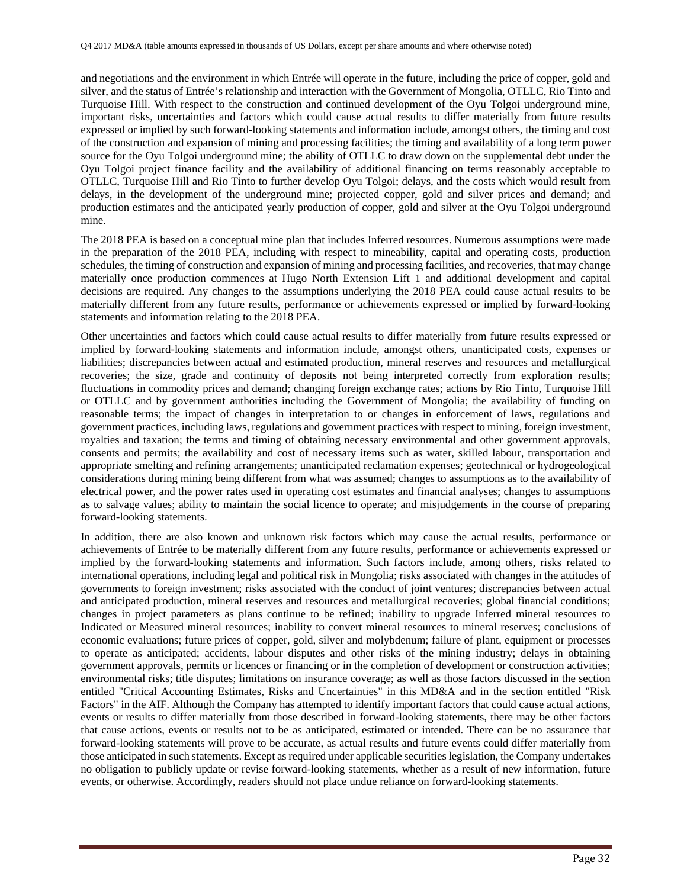and negotiations and the environment in which Entrée will operate in the future, including the price of copper, gold and silver, and the status of Entrée's relationship and interaction with the Government of Mongolia, OTLLC, Rio Tinto and Turquoise Hill. With respect to the construction and continued development of the Oyu Tolgoi underground mine, important risks, uncertainties and factors which could cause actual results to differ materially from future results expressed or implied by such forward-looking statements and information include, amongst others, the timing and cost of the construction and expansion of mining and processing facilities; the timing and availability of a long term power source for the Oyu Tolgoi underground mine; the ability of OTLLC to draw down on the supplemental debt under the Oyu Tolgoi project finance facility and the availability of additional financing on terms reasonably acceptable to OTLLC, Turquoise Hill and Rio Tinto to further develop Oyu Tolgoi; delays, and the costs which would result from delays, in the development of the underground mine; projected copper, gold and silver prices and demand; and production estimates and the anticipated yearly production of copper, gold and silver at the Oyu Tolgoi underground mine.

The 2018 PEA is based on a conceptual mine plan that includes Inferred resources. Numerous assumptions were made in the preparation of the 2018 PEA, including with respect to mineability, capital and operating costs, production schedules, the timing of construction and expansion of mining and processing facilities, and recoveries, that may change materially once production commences at Hugo North Extension Lift 1 and additional development and capital decisions are required. Any changes to the assumptions underlying the 2018 PEA could cause actual results to be materially different from any future results, performance or achievements expressed or implied by forward-looking statements and information relating to the 2018 PEA.

Other uncertainties and factors which could cause actual results to differ materially from future results expressed or implied by forward-looking statements and information include, amongst others, unanticipated costs, expenses or liabilities; discrepancies between actual and estimated production, mineral reserves and resources and metallurgical recoveries; the size, grade and continuity of deposits not being interpreted correctly from exploration results; fluctuations in commodity prices and demand; changing foreign exchange rates; actions by Rio Tinto, Turquoise Hill or OTLLC and by government authorities including the Government of Mongolia; the availability of funding on reasonable terms; the impact of changes in interpretation to or changes in enforcement of laws, regulations and government practices, including laws, regulations and government practices with respect to mining, foreign investment, royalties and taxation; the terms and timing of obtaining necessary environmental and other government approvals, consents and permits; the availability and cost of necessary items such as water, skilled labour, transportation and appropriate smelting and refining arrangements; unanticipated reclamation expenses; geotechnical or hydrogeological considerations during mining being different from what was assumed; changes to assumptions as to the availability of electrical power, and the power rates used in operating cost estimates and financial analyses; changes to assumptions as to salvage values; ability to maintain the social licence to operate; and misjudgements in the course of preparing forward-looking statements.

In addition, there are also known and unknown risk factors which may cause the actual results, performance or achievements of Entrée to be materially different from any future results, performance or achievements expressed or implied by the forward-looking statements and information. Such factors include, among others, risks related to international operations, including legal and political risk in Mongolia; risks associated with changes in the attitudes of governments to foreign investment; risks associated with the conduct of joint ventures; discrepancies between actual and anticipated production, mineral reserves and resources and metallurgical recoveries; global financial conditions; changes in project parameters as plans continue to be refined; inability to upgrade Inferred mineral resources to Indicated or Measured mineral resources; inability to convert mineral resources to mineral reserves; conclusions of economic evaluations; future prices of copper, gold, silver and molybdenum; failure of plant, equipment or processes to operate as anticipated; accidents, labour disputes and other risks of the mining industry; delays in obtaining government approvals, permits or licences or financing or in the completion of development or construction activities; environmental risks; title disputes; limitations on insurance coverage; as well as those factors discussed in the section entitled "Critical Accounting Estimates, Risks and Uncertainties" in this MD&A and in the section entitled "Risk Factors" in the AIF. Although the Company has attempted to identify important factors that could cause actual actions, events or results to differ materially from those described in forward-looking statements, there may be other factors that cause actions, events or results not to be as anticipated, estimated or intended. There can be no assurance that forward-looking statements will prove to be accurate, as actual results and future events could differ materially from those anticipated in such statements. Except as required under applicable securities legislation, the Company undertakes no obligation to publicly update or revise forward-looking statements, whether as a result of new information, future events, or otherwise. Accordingly, readers should not place undue reliance on forward-looking statements.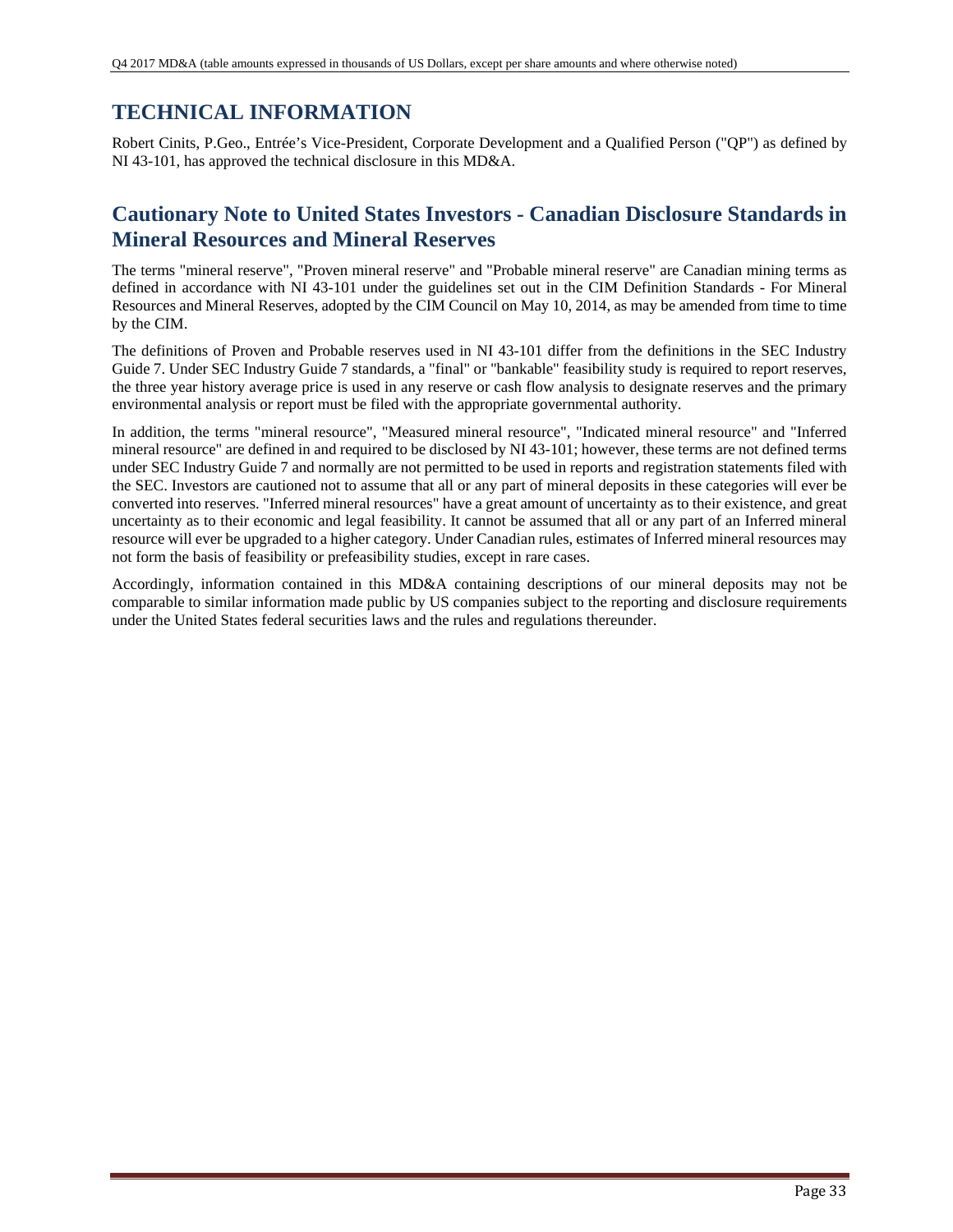## TECHNICAL INFORMATION

Robert Cinits, P.Geo., Entrée's Vice-President, Corporate Development and a Qualified Person ("QP") as defined by NI 43-101, has approved the technical disclosure in this MD&A.

## Cautionary Note to United States Investors - Canadian Disclosure Standards in Mineral Resources and Mineral Reserves

The terms "mineral reserve", "Proven mineral reserve" and "Probable mineral reserve" are Canadian mining terms as defined in accordance with NI 43-101 under the guidelines set out in the CIM Definition Standards - For Mineral Resources and Mineral Reserves, adopted by the CIM Council on May 10, 2014, as may be amended from time to time by the CIM.

The definitions of Proven and Probable reserves used in NI 43-101 differ from the definitions in the SEC Industry Guide 7. Under SEC Industry Guide 7 standards, a "final" or "bankable" feasibility study is required to report reserves, the three year history average price is used in any reserve or cash flow analysis to designate reserves and the primary environmental analysis or report must be filed with the appropriate governmental authority.

In addition, the terms "mineral resource", "Measured mineral resource", "Indicated mineral resource" and "Inferred mineral resource" are defined in and required to be disclosed by NI 43-101; however, these terms are not defined terms under SEC Industry Guide 7 and normally are not permitted to be used in reports and registration statements filed with the SEC. Investors are cautioned not to assume that all or any part of mineral deposits in these categories will ever be converted into reserves. "Inferred mineral resources" have a great amount of uncertainty as to their existence, and great uncertainty as to their economic and legal feasibility. It cannot be assumed that all or any part of an Inferred mineral resource will ever be upgraded to a higher category. Under Canadian rules, estimates of Inferred mineral resources may not form the basis of feasibility or prefeasibility studies, except in rare cases.

Accordingly, information contained in this MD&A containing descriptions of our mineral deposits may not be comparable to similar information made public by US companies subject to the reporting and disclosure requirements under the United States federal securities laws and the rules and regulations thereunder.